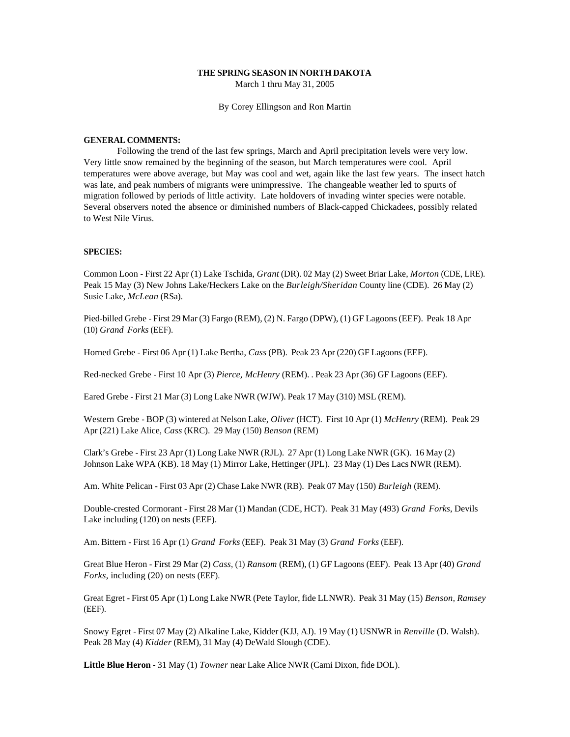**THE SPRING SEASON IN NORTH DAKOTA**

March 1 thru May 31, 2005

By Corey Ellingson and Ron Martin

**GENERAL COMMENTS:**

Following the trend of the last few springs, March and April precipitation levels were very low. Very little snow remained by the beginning of the season, but March temperatures were cool. April temperatures were above average, but May was cool and wet, again like the last few years. The insect hatch was late, and peak numbers of migrants were unimpressive. The changeable weather led to spurts of migration followed by periods of little activity. Late holdovers of invading winter species were notable. Several observers noted the absence or diminished numbers of Black-capped Chickadees, possibly related to West Nile Virus.

**SPECIES:**

Common Loon - First 22 Apr (1) Lake Tschida, *Grant* (DR). 02 May (2) Sweet Briar Lake, *Morton* (CDE, LRE). Peak 15 May (3) New Johns Lake/Heckers Lake on the *Burleigh/Sheridan* County line (CDE). 26 May (2) Susie Lake, *McLean* (RSa).

Pied-billed Grebe - First 29 Mar (3) Fargo (REM), (2) N. Fargo (DPW), (1) GF Lagoons (EEF). Peak 18 Apr (10) *Grand Forks* (EEF).

Horned Grebe - First 06 Apr (1) Lake Bertha, *Cass* (PB). Peak 23 Apr (220) GF Lagoons (EEF).

Red-necked Grebe - First 10 Apr (3) *Pierce, McHenry* (REM). . Peak 23 Apr (36) GF Lagoons (EEF).

Eared Grebe - First 21 Mar (3) Long Lake NWR (WJW). Peak 17 May (310) MSL (REM).

Western Grebe - BOP (3) wintered at Nelson Lake, *Oliver* (HCT). First 10 Apr (1) *McHenry* (REM). Peak 29 Apr (221) Lake Alice, *Cass* (KRC). 29 May (150) *Benson* (REM)

Clark's Grebe - First 23 Apr (1) Long Lake NWR (RJL). 27 Apr (1) Long Lake NWR (GK). 16 May (2) Johnson Lake WPA (KB). 18 May (1) Mirror Lake, Hettinger (JPL). 23 May (1) Des Lacs NWR (REM).

Am. White Pelican - First 03 Apr (2) Chase Lake NWR (RB). Peak 07 May (150) *Burleigh* (REM).

Double-crested Cormorant - First 28 Mar (1) Mandan (CDE, HCT). Peak 31 May (493) *Grand Forks*, Devils Lake including (120) on nests (EEF).

Am. Bittern - First 16 Apr (1) *Grand Forks* (EEF). Peak 31 May (3) *Grand Forks* (EEF).

Great Blue Heron - First 29 Mar (2) *Cass*, (1) *Ransom* (REM), (1) GF Lagoons (EEF). Peak 13 Apr (40) *Grand Forks*, including (20) on nests (EEF).

Great Egret - First 05 Apr (1) Long Lake NWR (Pete Taylor, fide LLNWR). Peak 31 May (15) *Benson, Ramsey* (EEF).

Snowy Egret - First 07 May (2) Alkaline Lake, Kidder (KJJ, AJ). 19 May (1) USNWR in *Renville* (D. Walsh). Peak 28 May (4) *Kidder* (REM), 31 May (4) DeWald Slough (CDE).

**Little Blue Heron** - 31 May (1) *Towner* near Lake Alice NWR (Cami Dixon, fide DOL).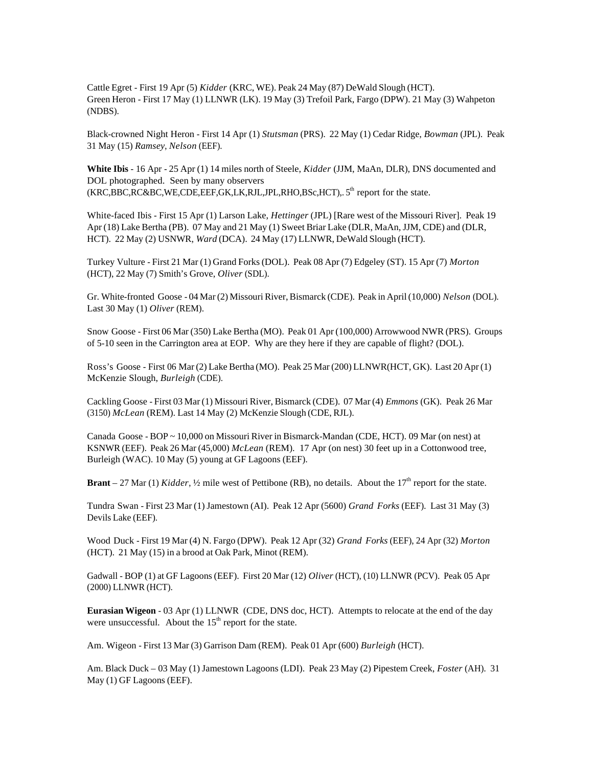Cattle Egret - First 19 Apr (5) *Kidder* (KRC, WE). Peak 24 May (87) DeWald Slough (HCT).
Green Heron - First 17 May (1) LLNWR (LK). 19 May (3) Trefoil Park, Fargo (DPW). 21 May (3) Wahpeton (NDBS).

Black-crowned Night Heron - First 14 Apr (1) *Stutsman* (PRS). 22 May (1) Cedar Ridge, *Bowman* (JPL). Peak 31 May (15) *Ramsey, Nelson* (EEF).

**White Ibis** - 16 Apr - 25 Apr (1) 14 miles north of Steele, *Kidder* (JJM, MaAn, DLR), DNS documented and DOL photographed. Seen by many observers (KRC,BBC,RC&BC,WE,CDE,EEF,GK,LK,RJL,JPL,RHO,BSc,HCT),. 5th report for the state.

White-faced Ibis - First 15 Apr (1) Larson Lake, *Hettinger* (JPL) [Rare west of the Missouri River]. Peak 19 Apr (18) Lake Bertha (PB). 07 May and 21 May (1) Sweet Briar Lake (DLR, MaAn, JJM, CDE) and (DLR, HCT). 22 May (2) USNWR, *Ward* (DCA). 24 May (17) LLNWR, DeWald Slough (HCT).

Turkey Vulture - First 21 Mar (1) Grand Forks (DOL). Peak 08 Apr (7) Edgeley (ST). 15 Apr (7) *Morton* (HCT), 22 May (7) Smith's Grove, *Oliver* (SDL).

Gr. White-fronted Goose - 04 Mar (2) Missouri River, Bismarck (CDE). Peak in April (10,000) *Nelson* (DOL). Last 30 May (1) *Oliver* (REM).

Snow Goose - First 06 Mar (350) Lake Bertha (MO). Peak 01 Apr (100,000) Arrowwood NWR (PRS). Groups of 5-10 seen in the Carrington area at EOP. Why are they here if they are capable of flight? (DOL).

Ross's Goose - First 06 Mar (2) Lake Bertha (MO). Peak 25 Mar (200) LLNWR(HCT, GK). Last 20 Apr (1) McKenzie Slough, *Burleigh* (CDE).

Cackling Goose - First 03 Mar (1) Missouri River, Bismarck (CDE). 07 Mar (4) *Emmons* (GK). Peak 26 Mar (3150) *McLean* (REM). Last 14 May (2) McKenzie Slough (CDE, RJL).

Canada Goose - BOP ~ 10,000 on Missouri River in Bismarck-Mandan (CDE, HCT). 09 Mar (on nest) at KSNWR (EEF). Peak 26 Mar (45,000) *McLean* (REM). 17 Apr (on nest) 30 feet up in a Cottonwood tree, Burleigh (WAC). 10 May (5) young at GF Lagoons (EEF).

**Brant** – 27 Mar (1) *Kidder*, ½ mile west of Pettibone (RB), no details. About the 17th report for the state.

Tundra Swan - First 23 Mar (1) Jamestown (AI). Peak 12 Apr (5600) *Grand Forks* (EEF). Last 31 May (3) Devils Lake (EEF).

Wood Duck - First 19 Mar (4) N. Fargo (DPW). Peak 12 Apr (32) *Grand Forks* (EEF), 24 Apr (32) *Morton* (HCT). 21 May (15) in a brood at Oak Park, Minot (REM).

Gadwall - BOP (1) at GF Lagoons (EEF). First 20 Mar (12) *Oliver* (HCT), (10) LLNWR (PCV). Peak 05 Apr (2000) LLNWR (HCT).

**Eurasian Wigeon** - 03 Apr (1) LLNWR (CDE, DNS doc, HCT). Attempts to relocate at the end of the day were unsuccessful. About the 15th report for the state.

Am. Wigeon - First 13 Mar (3) Garrison Dam (REM). Peak 01 Apr (600) *Burleigh* (HCT).

Am. Black Duck – 03 May (1) Jamestown Lagoons (LDI). Peak 23 May (2) Pipestem Creek, *Foster* (AH). 31 May (1) GF Lagoons (EEF).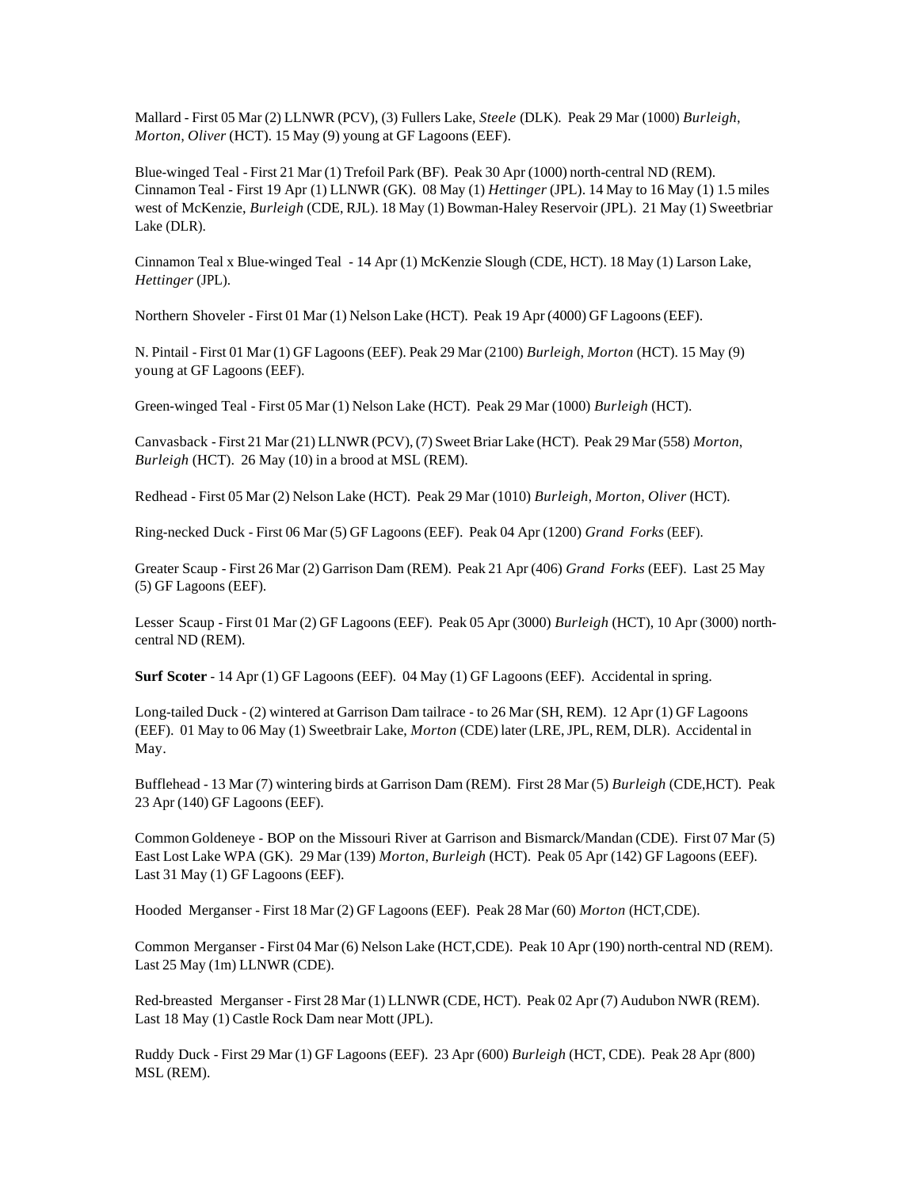Mallard - First 05 Mar (2) LLNWR (PCV), (3) Fullers Lake, *Steele* (DLK). Peak 29 Mar (1000) *Burleigh*, *Morton*, *Oliver* (HCT). 15 May (9) young at GF Lagoons (EEF).

Blue-winged Teal - First 21 Mar (1) Trefoil Park (BF). Peak 30 Apr (1000) north-central ND (REM).
Cinnamon Teal - First 19 Apr (1) LLNWR (GK). 08 May (1) *Hettinger* (JPL). 14 May to 16 May (1) 1.5 miles west of McKenzie, *Burleigh* (CDE, RJL). 18 May (1) Bowman-Haley Reservoir (JPL). 21 May (1) Sweetbriar Lake (DLR).

Cinnamon Teal x Blue-winged Teal - 14 Apr (1) McKenzie Slough (CDE, HCT). 18 May (1) Larson Lake, *Hettinger* (JPL).

Northern Shoveler - First 01 Mar (1) Nelson Lake (HCT). Peak 19 Apr (4000) GF Lagoons (EEF).

N. Pintail - First 01 Mar (1) GF Lagoons (EEF). Peak 29 Mar (2100) *Burleigh*, *Morton* (HCT). 15 May (9) young at GF Lagoons (EEF).

Green-winged Teal - First 05 Mar (1) Nelson Lake (HCT). Peak 29 Mar (1000) *Burleigh* (HCT).

Canvasback - First 21 Mar (21) LLNWR (PCV), (7) Sweet Briar Lake (HCT). Peak 29 Mar (558) *Morton*, *Burleigh* (HCT). 26 May (10) in a brood at MSL (REM).

Redhead - First 05 Mar (2) Nelson Lake (HCT). Peak 29 Mar (1010) *Burleigh, Morton, Oliver* (HCT).

Ring-necked Duck - First 06 Mar (5) GF Lagoons (EEF). Peak 04 Apr (1200) *Grand Forks* (EEF).

Greater Scaup - First 26 Mar (2) Garrison Dam (REM). Peak 21 Apr (406) *Grand Forks* (EEF). Last 25 May (5) GF Lagoons (EEF).

Lesser Scaup - First 01 Mar (2) GF Lagoons (EEF). Peak 05 Apr (3000) *Burleigh* (HCT), 10 Apr (3000) north-central ND (REM).

**Surf Scoter** - 14 Apr (1) GF Lagoons (EEF). 04 May (1) GF Lagoons (EEF). Accidental in spring.

Long-tailed Duck - (2) wintered at Garrison Dam tailrace - to 26 Mar (SH, REM). 12 Apr (1) GF Lagoons (EEF). 01 May to 06 May (1) Sweetbrair Lake, *Morton* (CDE) later (LRE, JPL, REM, DLR). Accidental in May.

Bufflehead - 13 Mar (7) wintering birds at Garrison Dam (REM). First 28 Mar (5) *Burleigh* (CDE,HCT). Peak 23 Apr (140) GF Lagoons (EEF).

Common Goldeneye - BOP on the Missouri River at Garrison and Bismarck/Mandan (CDE). First 07 Mar (5) East Lost Lake WPA (GK). 29 Mar (139) *Morton*, *Burleigh* (HCT). Peak 05 Apr (142) GF Lagoons (EEF). Last 31 May (1) GF Lagoons (EEF).

Hooded Merganser - First 18 Mar (2) GF Lagoons (EEF). Peak 28 Mar (60) *Morton* (HCT,CDE).

Common Merganser - First 04 Mar (6) Nelson Lake (HCT,CDE). Peak 10 Apr (190) north-central ND (REM). Last 25 May (1m) LLNWR (CDE).

Red-breasted Merganser - First 28 Mar (1) LLNWR (CDE, HCT). Peak 02 Apr (7) Audubon NWR (REM). Last 18 May (1) Castle Rock Dam near Mott (JPL).

Ruddy Duck - First 29 Mar (1) GF Lagoons (EEF). 23 Apr (600) *Burleigh* (HCT, CDE). Peak 28 Apr (800) MSL (REM).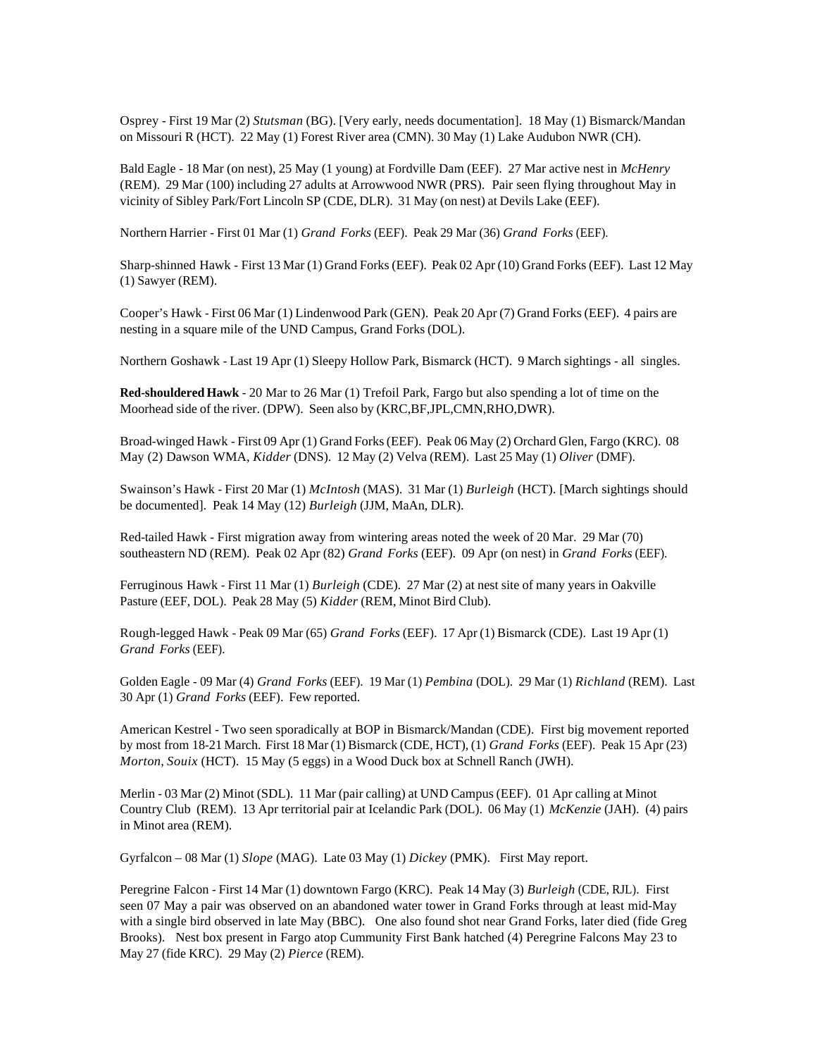Osprey - First 19 Mar (2) *Stutsman* (BG). [Very early, needs documentation]. 18 May (1) Bismarck/Mandan on Missouri R (HCT). 22 May (1) Forest River area (CMN). 30 May (1) Lake Audubon NWR (CH).

Bald Eagle - 18 Mar (on nest), 25 May (1 young) at Fordville Dam (EEF). 27 Mar active nest in *McHenry* (REM). 29 Mar (100) including 27 adults at Arrowwood NWR (PRS). Pair seen flying throughout May in vicinity of Sibley Park/Fort Lincoln SP (CDE, DLR). 31 May (on nest) at Devils Lake (EEF).

Northern Harrier - First 01 Mar (1) *Grand Forks* (EEF). Peak 29 Mar (36) *Grand Forks* (EEF).

Sharp-shinned Hawk - First 13 Mar (1) Grand Forks (EEF). Peak 02 Apr (10) Grand Forks (EEF). Last 12 May (1) Sawyer (REM).

Cooper's Hawk - First 06 Mar (1) Lindenwood Park (GEN). Peak 20 Apr (7) Grand Forks (EEF). 4 pairs are nesting in a square mile of the UND Campus, Grand Forks (DOL).

Northern Goshawk - Last 19 Apr (1) Sleepy Hollow Park, Bismarck (HCT). 9 March sightings - all singles.

**Red-shouldered Hawk** - 20 Mar to 26 Mar (1) Trefoil Park, Fargo but also spending a lot of time on the Moorhead side of the river. (DPW). Seen also by (KRC,BF,JPL,CMN,RHO,DWR).

Broad-winged Hawk - First 09 Apr (1) Grand Forks (EEF). Peak 06 May (2) Orchard Glen, Fargo (KRC). 08 May (2) Dawson WMA, *Kidder* (DNS). 12 May (2) Velva (REM). Last 25 May (1) *Oliver* (DMF).

Swainson's Hawk - First 20 Mar (1) *McIntosh* (MAS). 31 Mar (1) *Burleigh* (HCT). [March sightings should be documented]. Peak 14 May (12) *Burleigh* (JJM, MaAn, DLR).

Red-tailed Hawk - First migration away from wintering areas noted the week of 20 Mar. 29 Mar (70) southeastern ND (REM). Peak 02 Apr (82) *Grand Forks* (EEF). 09 Apr (on nest) in *Grand Forks* (EEF).

Ferruginous Hawk - First 11 Mar (1) *Burleigh* (CDE). 27 Mar (2) at nest site of many years in Oakville Pasture (EEF, DOL). Peak 28 May (5) *Kidder* (REM, Minot Bird Club).

Rough-legged Hawk - Peak 09 Mar (65) *Grand Forks* (EEF). 17 Apr (1) Bismarck (CDE). Last 19 Apr (1) *Grand Forks* (EEF).

Golden Eagle - 09 Mar (4) *Grand Forks* (EEF). 19 Mar (1) *Pembina* (DOL). 29 Mar (1) *Richland* (REM). Last 30 Apr (1) *Grand Forks* (EEF). Few reported.

American Kestrel - Two seen sporadically at BOP in Bismarck/Mandan (CDE). First big movement reported by most from 18-21 March. First 18 Mar (1) Bismarck (CDE, HCT), (1) *Grand Forks* (EEF). Peak 15 Apr (23) *Morton, Souix* (HCT). 15 May (5 eggs) in a Wood Duck box at Schnell Ranch (JWH).

Merlin - 03 Mar (2) Minot (SDL). 11 Mar (pair calling) at UND Campus (EEF). 01 Apr calling at Minot Country Club (REM). 13 Apr territorial pair at Icelandic Park (DOL). 06 May (1) *McKenzie* (JAH). (4) pairs in Minot area (REM).

Gyrfalcon – 08 Mar (1) *Slope* (MAG). Late 03 May (1) *Dickey* (PMK). First May report.

Peregrine Falcon - First 14 Mar (1) downtown Fargo (KRC). Peak 14 May (3) *Burleigh* (CDE, RJL). First seen 07 May a pair was observed on an abandoned water tower in Grand Forks through at least mid-May with a single bird observed in late May (BBC). One also found shot near Grand Forks, later died (fide Greg Brooks). Nest box present in Fargo atop Cummunity First Bank hatched (4) Peregrine Falcons May 23 to May 27 (fide KRC). 29 May (2) *Pierce* (REM).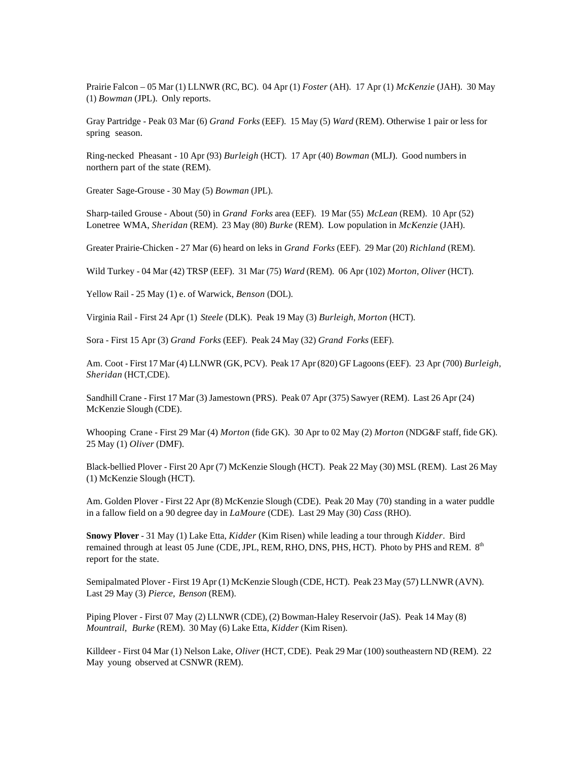Prairie Falcon – 05 Mar (1) LLNWR (RC, BC). 04 Apr (1) *Foster* (AH). 17 Apr (1) *McKenzie* (JAH). 30 May (1) *Bowman* (JPL). Only reports.

Gray Partridge - Peak 03 Mar (6) *Grand Forks* (EEF). 15 May (5) *Ward* (REM). Otherwise 1 pair or less for spring season.

Ring-necked Pheasant - 10 Apr (93) *Burleigh* (HCT). 17 Apr (40) *Bowman* (MLJ). Good numbers in northern part of the state (REM).

Greater Sage-Grouse - 30 May (5) *Bowman* (JPL).

Sharp-tailed Grouse - About (50) in *Grand Forks* area (EEF). 19 Mar (55) *McLean* (REM). 10 Apr (52) Lonetree WMA, *Sheridan* (REM). 23 May (80) *Burke* (REM). Low population in *McKenzie* (JAH).

Greater Prairie-Chicken - 27 Mar (6) heard on leks in *Grand Forks* (EEF). 29 Mar (20) *Richland* (REM).

Wild Turkey - 04 Mar (42) TRSP (EEF). 31 Mar (75) *Ward* (REM). 06 Apr (102) *Morton*, *Oliver* (HCT).

Yellow Rail - 25 May (1) e. of Warwick, *Benson* (DOL).

Virginia Rail - First 24 Apr (1) *Steele* (DLK). Peak 19 May (3) *Burleigh*, *Morton* (HCT).

Sora - First 15 Apr (3) *Grand Forks* (EEF). Peak 24 May (32) *Grand Forks* (EEF).

Am. Coot - First 17 Mar (4) LLNWR (GK, PCV). Peak 17 Apr (820) GF Lagoons (EEF). 23 Apr (700) *Burleigh*, *Sheridan* (HCT,CDE).

Sandhill Crane - First 17 Mar (3) Jamestown (PRS). Peak 07 Apr (375) Sawyer (REM). Last 26 Apr (24) McKenzie Slough (CDE).

Whooping Crane - First 29 Mar (4) *Morton* (fide GK). 30 Apr to 02 May (2) *Morton* (NDG&F staff, fide GK). 25 May (1) *Oliver* (DMF).

Black-bellied Plover - First 20 Apr (7) McKenzie Slough (HCT). Peak 22 May (30) MSL (REM). Last 26 May (1) McKenzie Slough (HCT).

Am. Golden Plover - First 22 Apr (8) McKenzie Slough (CDE). Peak 20 May (70) standing in a water puddle in a fallow field on a 90 degree day in *LaMoure* (CDE). Last 29 May (30) *Cass* (RHO).

**Snowy Plover** - 31 May (1) Lake Etta, *Kidder* (Kim Risen) while leading a tour through *Kidder*. Bird remained through at least 05 June (CDE, JPL, REM, RHO, DNS, PHS, HCT). Photo by PHS and REM. 8th report for the state.

Semipalmated Plover - First 19 Apr (1) McKenzie Slough (CDE, HCT). Peak 23 May (57) LLNWR (AVN). Last 29 May (3) *Pierce*, *Benson* (REM).

Piping Plover - First 07 May (2) LLNWR (CDE), (2) Bowman-Haley Reservoir (JaS). Peak 14 May (8) *Mountrail*, *Burke* (REM). 30 May (6) Lake Etta, *Kidder* (Kim Risen).

Killdeer - First 04 Mar (1) Nelson Lake, *Oliver* (HCT, CDE). Peak 29 Mar (100) southeastern ND (REM). 22 May young observed at CSNWR (REM).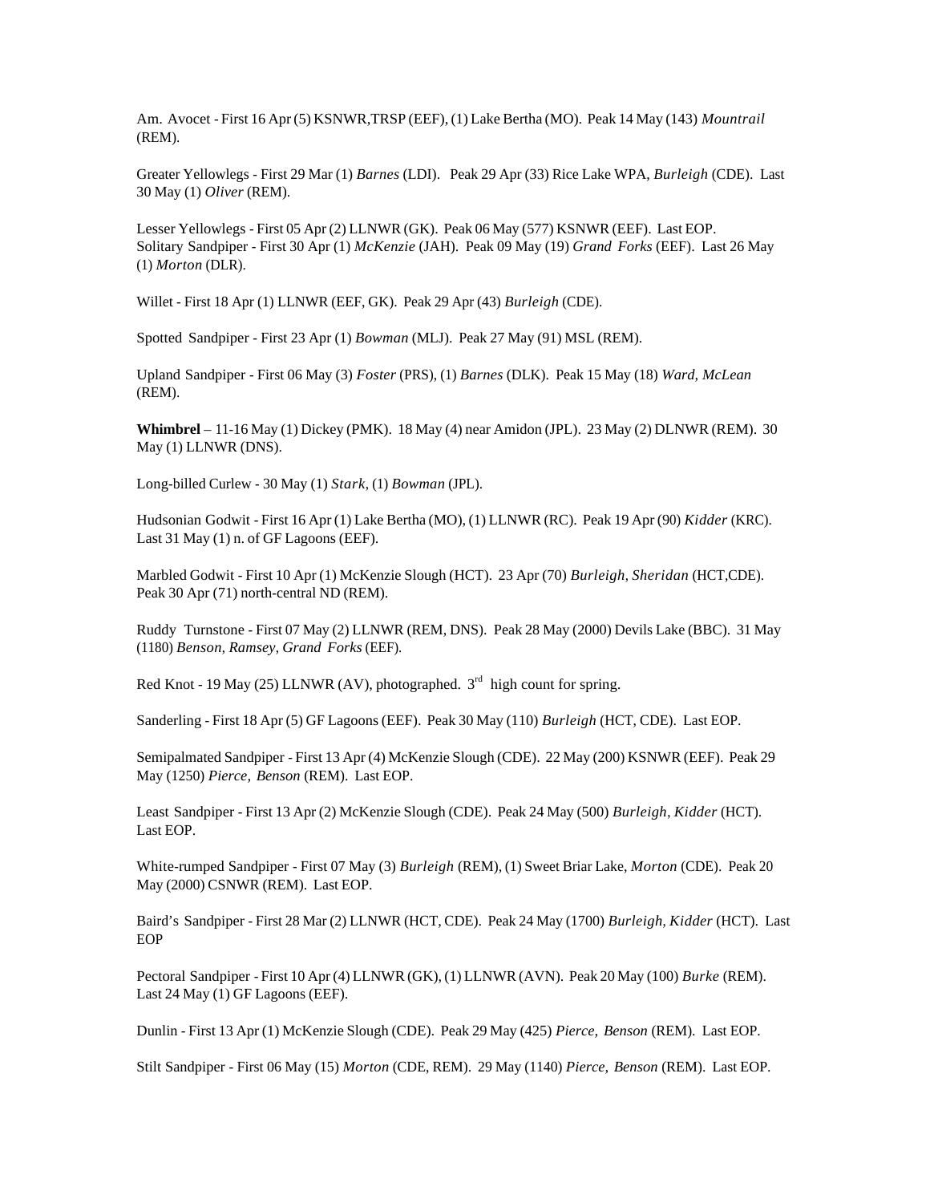Am. Avocet - First 16 Apr (5) KSNWR,TRSP (EEF), (1) Lake Bertha (MO). Peak 14 May (143) *Mountrail* (REM).

Greater Yellowlegs - First 29 Mar (1) *Barnes* (LDI). Peak 29 Apr (33) Rice Lake WPA, *Burleigh* (CDE). Last 30 May (1) *Oliver* (REM).

Lesser Yellowlegs - First 05 Apr (2) LLNWR (GK). Peak 06 May (577) KSNWR (EEF). Last EOP.
Solitary Sandpiper - First 30 Apr (1) *McKenzie* (JAH). Peak 09 May (19) *Grand Forks* (EEF). Last 26 May (1) *Morton* (DLR).

Willet - First 18 Apr (1) LLNWR (EEF, GK). Peak 29 Apr (43) *Burleigh* (CDE).

Spotted Sandpiper - First 23 Apr (1) *Bowman* (MLJ). Peak 27 May (91) MSL (REM).

Upland Sandpiper - First 06 May (3) *Foster* (PRS), (1) *Barnes* (DLK). Peak 15 May (18) *Ward, McLean* (REM).

**Whimbrel** – 11-16 May (1) Dickey (PMK). 18 May (4) near Amidon (JPL). 23 May (2) DLNWR (REM). 30 May (1) LLNWR (DNS).

Long-billed Curlew - 30 May (1) *Stark*, (1) *Bowman* (JPL).

Hudsonian Godwit - First 16 Apr (1) Lake Bertha (MO), (1) LLNWR (RC). Peak 19 Apr (90) *Kidder* (KRC). Last 31 May (1) n. of GF Lagoons (EEF).

Marbled Godwit - First 10 Apr (1) McKenzie Slough (HCT). 23 Apr (70) *Burleigh, Sheridan* (HCT,CDE). Peak 30 Apr (71) north-central ND (REM).

Ruddy Turnstone - First 07 May (2) LLNWR (REM, DNS). Peak 28 May (2000) Devils Lake (BBC). 31 May (1180) *Benson, Ramsey, Grand Forks* (EEF).

Red Knot - 19 May (25) LLNWR (AV), photographed. 3rd high count for spring.

Sanderling - First 18 Apr (5) GF Lagoons (EEF). Peak 30 May (110) *Burleigh* (HCT, CDE). Last EOP.

Semipalmated Sandpiper - First 13 Apr (4) McKenzie Slough (CDE). 22 May (200) KSNWR (EEF). Peak 29 May (1250) *Pierce, Benson* (REM). Last EOP.

Least Sandpiper - First 13 Apr (2) McKenzie Slough (CDE). Peak 24 May (500) *Burleigh, Kidder* (HCT). Last EOP.

White-rumped Sandpiper - First 07 May (3) *Burleigh* (REM), (1) Sweet Briar Lake, *Morton* (CDE). Peak 20 May (2000) CSNWR (REM). Last EOP.

Baird's Sandpiper - First 28 Mar (2) LLNWR (HCT, CDE). Peak 24 May (1700) *Burleigh, Kidder* (HCT). Last EOP

Pectoral Sandpiper - First 10 Apr (4) LLNWR (GK), (1) LLNWR (AVN). Peak 20 May (100) *Burke* (REM). Last 24 May (1) GF Lagoons (EEF).

Dunlin - First 13 Apr (1) McKenzie Slough (CDE). Peak 29 May (425) *Pierce, Benson* (REM). Last EOP.

Stilt Sandpiper - First 06 May (15) *Morton* (CDE, REM). 29 May (1140) *Pierce, Benson* (REM). Last EOP.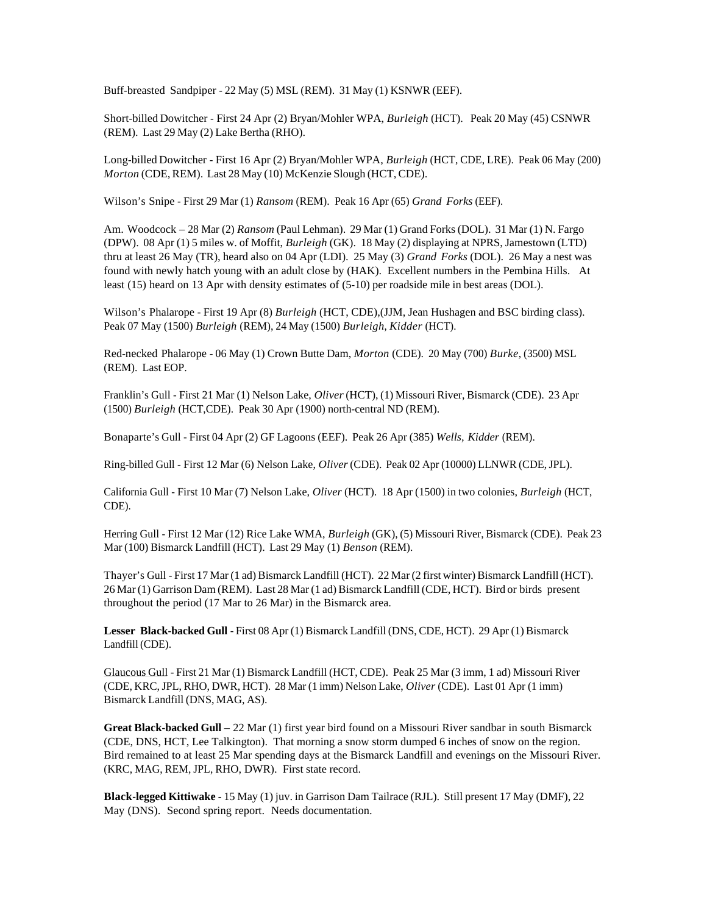Buff-breasted Sandpiper - 22 May (5) MSL (REM). 31 May (1) KSNWR (EEF).

Short-billed Dowitcher - First 24 Apr (2) Bryan/Mohler WPA, *Burleigh* (HCT). Peak 20 May (45) CSNWR (REM). Last 29 May (2) Lake Bertha (RHO).

Long-billed Dowitcher - First 16 Apr (2) Bryan/Mohler WPA, *Burleigh* (HCT, CDE, LRE). Peak 06 May (200) *Morton* (CDE, REM). Last 28 May (10) McKenzie Slough (HCT, CDE).

Wilson's Snipe - First 29 Mar (1) *Ransom* (REM). Peak 16 Apr (65) *Grand Forks* (EEF).

Am. Woodcock – 28 Mar (2) *Ransom* (Paul Lehman). 29 Mar (1) Grand Forks (DOL). 31 Mar (1) N. Fargo (DPW). 08 Apr (1) 5 miles w. of Moffit, *Burleigh* (GK). 18 May (2) displaying at NPRS, Jamestown (LTD) thru at least 26 May (TR), heard also on 04 Apr (LDI). 25 May (3) *Grand Forks* (DOL). 26 May a nest was found with newly hatch young with an adult close by (HAK). Excellent numbers in the Pembina Hills. At least (15) heard on 13 Apr with density estimates of (5-10) per roadside mile in best areas (DOL).

Wilson's Phalarope - First 19 Apr (8) *Burleigh* (HCT, CDE),(JJM, Jean Hushagen and BSC birding class). Peak 07 May (1500) *Burleigh* (REM), 24 May (1500) *Burleigh, Kidder* (HCT).

Red-necked Phalarope - 06 May (1) Crown Butte Dam, *Morton* (CDE). 20 May (700) *Burke*, (3500) MSL (REM). Last EOP.

Franklin's Gull - First 21 Mar (1) Nelson Lake, *Oliver* (HCT), (1) Missouri River, Bismarck (CDE). 23 Apr (1500) *Burleigh* (HCT,CDE). Peak 30 Apr (1900) north-central ND (REM).

Bonaparte's Gull - First 04 Apr (2) GF Lagoons (EEF). Peak 26 Apr (385) *Wells, Kidder* (REM).

Ring-billed Gull - First 12 Mar (6) Nelson Lake, *Oliver* (CDE). Peak 02 Apr (10000) LLNWR (CDE, JPL).

California Gull - First 10 Mar (7) Nelson Lake, *Oliver* (HCT). 18 Apr (1500) in two colonies, *Burleigh* (HCT, CDE).

Herring Gull - First 12 Mar (12) Rice Lake WMA, *Burleigh* (GK), (5) Missouri River, Bismarck (CDE). Peak 23 Mar (100) Bismarck Landfill (HCT). Last 29 May (1) *Benson* (REM).

Thayer's Gull - First 17 Mar (1 ad) Bismarck Landfill (HCT). 22 Mar (2 first winter) Bismarck Landfill (HCT). 26 Mar (1) Garrison Dam (REM). Last 28 Mar (1 ad) Bismarck Landfill (CDE, HCT). Bird or birds present throughout the period (17 Mar to 26 Mar) in the Bismarck area.

**Lesser Black-backed Gull** - First 08 Apr (1) Bismarck Landfill (DNS, CDE, HCT). 29 Apr (1) Bismarck Landfill (CDE).

<u>Glaucous Gull</u> - First 21 Mar (1) Bismarck Landfill (HCT, CDE). Peak 25 Mar (3 imm, 1 ad) Missouri River (CDE, KRC, JPL, RHO, DWR, HCT). 28 Mar (1 imm) Nelson Lake, *Oliver* (CDE). Last 01 Apr (1 imm) Bismarck Landfill (DNS, MAG, AS).

**Great Black-backed Gull** – 22 Mar (1) first year bird found on a Missouri River sandbar in south Bismarck (CDE, DNS, HCT, Lee Talkington). That morning a snow storm dumped 6 inches of snow on the region. Bird remained to at least 25 Mar spending days at the Bismarck Landfill and evenings on the Missouri River. (KRC, MAG, REM, JPL, RHO, DWR). First state record.

**Black-legged Kittiwake** - 15 May (1) juv. in Garrison Dam Tailrace (RJL). Still present 17 May (DMF), 22 May (DNS). Second spring report. Needs documentation.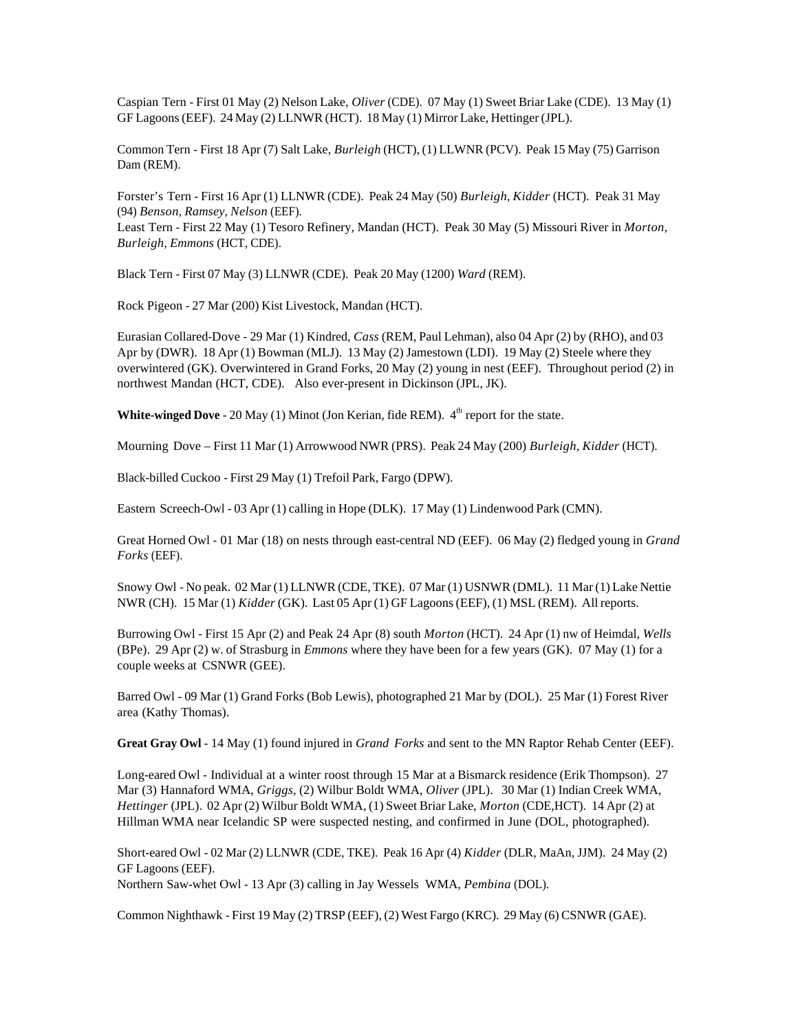Caspian Tern - First 01 May (2) Nelson Lake, *Oliver* (CDE). 07 May (1) Sweet Briar Lake (CDE). 13 May (1) GF Lagoons (EEF). 24 May (2) LLNWR (HCT). 18 May (1) Mirror Lake, Hettinger (JPL).

Common Tern - First 18 Apr (7) Salt Lake, *Burleigh* (HCT), (1) LLWNR (PCV). Peak 15 May (75) Garrison Dam (REM).

Forster's Tern - First 16 Apr (1) LLNWR (CDE). Peak 24 May (50) *Burleigh*, *Kidder* (HCT). Peak 31 May (94) *Benson*, *Ramsey*, *Nelson* (EEF).
Least Tern - First 22 May (1) Tesoro Refinery, Mandan (HCT). Peak 30 May (5) Missouri River in *Morton*, *Burleigh, Emmons* (HCT, CDE).

Black Tern - First 07 May (3) LLNWR (CDE). Peak 20 May (1200) *Ward* (REM).

Rock Pigeon - 27 Mar (200) Kist Livestock, Mandan (HCT).

Eurasian Collared-Dove - 29 Mar (1) Kindred, *Cass* (REM, Paul Lehman), also 04 Apr (2) by (RHO), and 03 Apr by (DWR). 18 Apr (1) Bowman (MLJ). 13 May (2) Jamestown (LDI). 19 May (2) Steele where they overwintered (GK). Overwintered in Grand Forks, 20 May (2) young in nest (EEF). Throughout period (2) in northwest Mandan (HCT, CDE). Also ever-present in Dickinson (JPL, JK).

**White-winged Dove** - 20 May (1) Minot (Jon Kerian, fide REM). 4th report for the state.

Mourning Dove – First 11 Mar (1) Arrowwood NWR (PRS). Peak 24 May (200) *Burleigh*, *Kidder* (HCT).

Black-billed Cuckoo - First 29 May (1) Trefoil Park, Fargo (DPW).

Eastern Screech-Owl - 03 Apr (1) calling in Hope (DLK). 17 May (1) Lindenwood Park (CMN).

Great Horned Owl - 01 Mar (18) on nests through east-central ND (EEF). 06 May (2) fledged young in *Grand Forks* (EEF).

Snowy Owl - No peak. 02 Mar (1) LLNWR (CDE, TKE). 07 Mar (1) USNWR (DML). 11 Mar (1) Lake Nettie NWR (CH). 15 Mar (1) *Kidder* (GK). Last 05 Apr (1) GF Lagoons (EEF), (1) MSL (REM). All reports.

Burrowing Owl - First 15 Apr (2) and Peak 24 Apr (8) south *Morton* (HCT). 24 Apr (1) nw of Heimdal, *Wells* (BPe). 29 Apr (2) w. of Strasburg in *Emmons* where they have been for a few years (GK). 07 May (1) for a couple weeks at CSNWR (GEE).

Barred Owl - 09 Mar (1) Grand Forks (Bob Lewis), photographed 21 Mar by (DOL). 25 Mar (1) Forest River area (Kathy Thomas).

**Great Gray Owl** - 14 May (1) found injured in *Grand Forks* and sent to the MN Raptor Rehab Center (EEF).

Long-eared Owl - Individual at a winter roost through 15 Mar at a Bismarck residence (Erik Thompson). 27 Mar (3) Hannaford WMA, *Griggs*, (2) Wilbur Boldt WMA, *Oliver* (JPL). 30 Mar (1) Indian Creek WMA, *Hettinger* (JPL). 02 Apr (2) Wilbur Boldt WMA, (1) Sweet Briar Lake, *Morton* (CDE,HCT). 14 Apr (2) at Hillman WMA near Icelandic SP were suspected nesting, and confirmed in June (DOL, photographed).

Short-eared Owl - 02 Mar (2) LLNWR (CDE, TKE). Peak 16 Apr (4) *Kidder* (DLR, MaAn, JJM). 24 May (2) GF Lagoons (EEF).
Northern Saw-whet Owl - 13 Apr (3) calling in Jay Wessels WMA, *Pembina* (DOL).

Common Nighthawk - First 19 May (2) TRSP (EEF), (2) West Fargo (KRC). 29 May (6) CSNWR (GAE).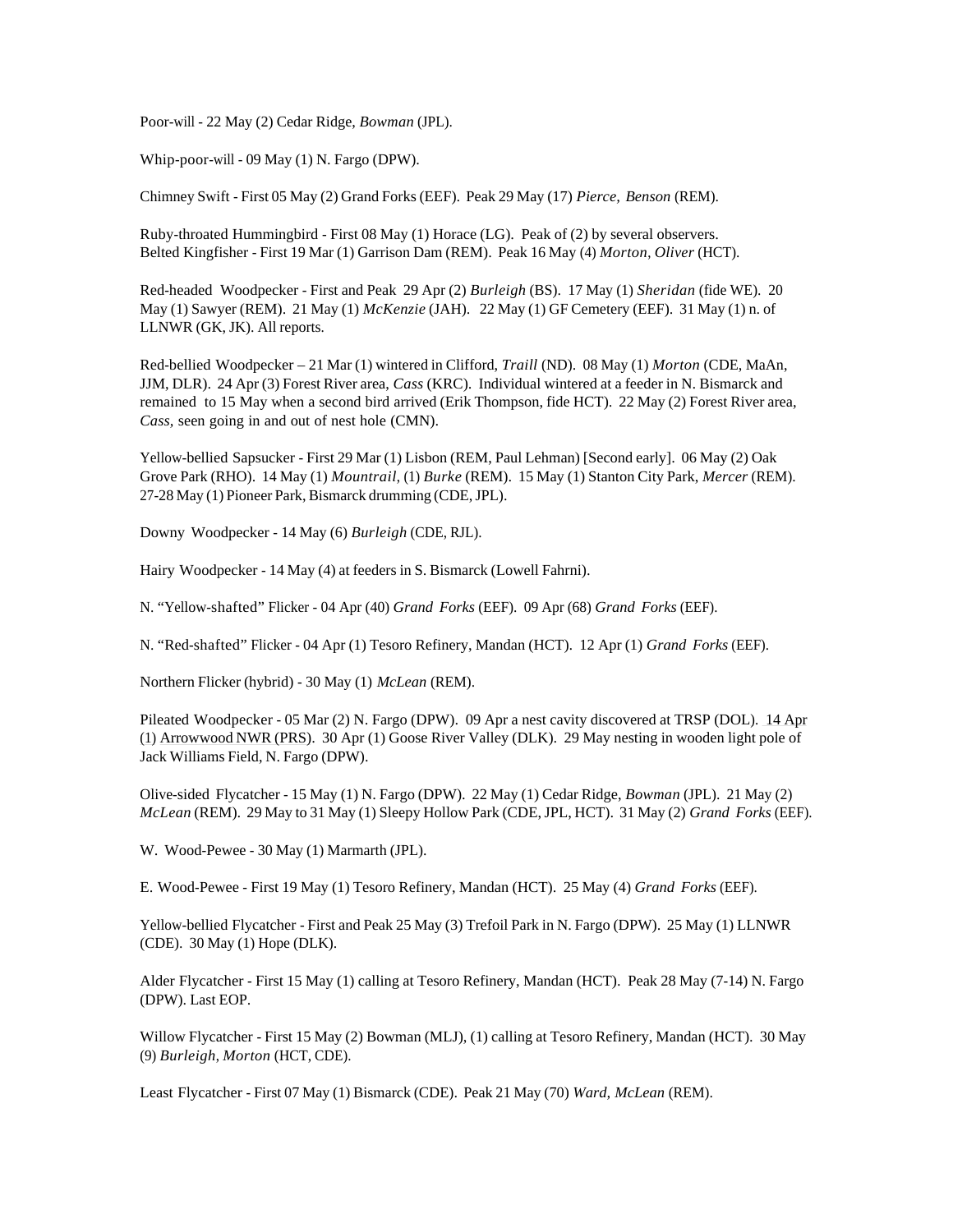Poor-will - 22 May (2) Cedar Ridge, *Bowman* (JPL).

Whip-poor-will - 09 May (1) N. Fargo (DPW).

Chimney Swift - First 05 May (2) Grand Forks (EEF). Peak 29 May (17) *Pierce, Benson* (REM).

Ruby-throated Hummingbird - First 08 May (1) Horace (LG). Peak of (2) by several observers.
Belted Kingfisher - First 19 Mar (1) Garrison Dam (REM). Peak 16 May (4) *Morton, Oliver* (HCT).

Red-headed Woodpecker - First and Peak 29 Apr (2) *Burleigh* (BS). 17 May (1) *Sheridan* (fide WE). 20 May (1) Sawyer (REM). 21 May (1) *McKenzie* (JAH). 22 May (1) GF Cemetery (EEF). 31 May (1) n. of LLNWR (GK, JK). All reports.

Red-bellied Woodpecker – 21 Mar (1) wintered in Clifford, *Traill* (ND). 08 May (1) *Morton* (CDE, MaAn, JJM, DLR). 24 Apr (3) Forest River area, *Cass* (KRC). Individual wintered at a feeder in N. Bismarck and remained to 15 May when a second bird arrived (Erik Thompson, fide HCT). 22 May (2) Forest River area, *Cass*, seen going in and out of nest hole (CMN).

Yellow-bellied Sapsucker - First 29 Mar (1) Lisbon (REM, Paul Lehman) [Second early]. 06 May (2) Oak Grove Park (RHO). 14 May (1) *Mountrail*, (1) *Burke* (REM). 15 May (1) Stanton City Park, *Mercer* (REM). 27-28 May (1) Pioneer Park, Bismarck drumming (CDE, JPL).

Downy Woodpecker - 14 May (6) *Burleigh* (CDE, RJL).

Hairy Woodpecker - 14 May (4) at feeders in S. Bismarck (Lowell Fahrni).

N. "Yellow-shafted" Flicker - 04 Apr (40) *Grand Forks* (EEF). 09 Apr (68) *Grand Forks* (EEF).

N. "Red-shafted" Flicker - 04 Apr (1) Tesoro Refinery, Mandan (HCT). 12 Apr (1) *Grand Forks* (EEF).

Northern Flicker (hybrid) - 30 May (1) *McLean* (REM).

Pileated Woodpecker - 05 Mar (2) N. Fargo (DPW). 09 Apr a nest cavity discovered at TRSP (DOL). 14 Apr (1) Arrowwood NWR (PRS). 30 Apr (1) Goose River Valley (DLK). 29 May nesting in wooden light pole of Jack Williams Field, N. Fargo (DPW).

Olive-sided Flycatcher - 15 May (1) N. Fargo (DPW). 22 May (1) Cedar Ridge, *Bowman* (JPL). 21 May (2) *McLean* (REM). 29 May to 31 May (1) Sleepy Hollow Park (CDE, JPL, HCT). 31 May (2) *Grand Forks* (EEF).

W. Wood-Pewee - 30 May (1) Marmarth (JPL).

E. Wood-Pewee - First 19 May (1) Tesoro Refinery, Mandan (HCT). 25 May (4) *Grand Forks* (EEF).

Yellow-bellied Flycatcher - First and Peak 25 May (3) Trefoil Park in N. Fargo (DPW). 25 May (1) LLNWR (CDE). 30 May (1) Hope (DLK).

Alder Flycatcher - First 15 May (1) calling at Tesoro Refinery, Mandan (HCT). Peak 28 May (7-14) N. Fargo (DPW). Last EOP.

Willow Flycatcher - First 15 May (2) Bowman (MLJ), (1) calling at Tesoro Refinery, Mandan (HCT). 30 May (9) *Burleigh, Morton* (HCT, CDE).

Least Flycatcher - First 07 May (1) Bismarck (CDE). Peak 21 May (70) *Ward, McLean* (REM).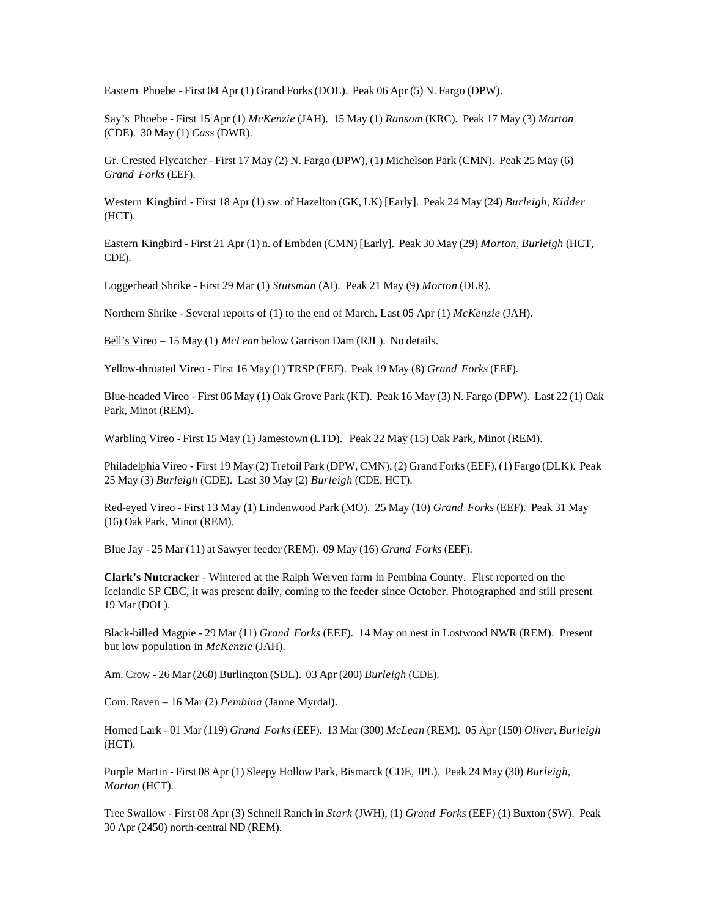Eastern Phoebe - First 04 Apr (1) Grand Forks (DOL). Peak 06 Apr (5) N. Fargo (DPW).

Say's Phoebe - First 15 Apr (1) *McKenzie* (JAH). 15 May (1) *Ransom* (KRC). Peak 17 May (3) *Morton* (CDE). 30 May (1) *Cass* (DWR).

Gr. Crested Flycatcher - First 17 May (2) N. Fargo (DPW), (1) Michelson Park (CMN). Peak 25 May (6) *Grand Forks* (EEF).

Western Kingbird - First 18 Apr (1) sw. of Hazelton (GK, LK) [Early]. Peak 24 May (24) *Burleigh, Kidder* (HCT).

Eastern Kingbird - First 21 Apr (1) n. of Embden (CMN) [Early]. Peak 30 May (29) *Morton, Burleigh* (HCT, CDE).

Loggerhead Shrike - First 29 Mar (1) *Stutsman* (AI). Peak 21 May (9) *Morton* (DLR).

Northern Shrike - Several reports of (1) to the end of March. Last 05 Apr (1) *McKenzie* (JAH).

Bell's Vireo – 15 May (1) *McLean* below Garrison Dam (RJL). No details.

Yellow-throated Vireo - First 16 May (1) TRSP (EEF). Peak 19 May (8) *Grand Forks* (EEF).

Blue-headed Vireo - First 06 May (1) Oak Grove Park (KT). Peak 16 May (3) N. Fargo (DPW). Last 22 (1) Oak Park, Minot (REM).

Warbling Vireo - First 15 May (1) Jamestown (LTD). Peak 22 May (15) Oak Park, Minot (REM).

Philadelphia Vireo - First 19 May (2) Trefoil Park (DPW, CMN), (2) Grand Forks (EEF), (1) Fargo (DLK). Peak 25 May (3) *Burleigh* (CDE). Last 30 May (2) *Burleigh* (CDE, HCT).

Red-eyed Vireo - First 13 May (1) Lindenwood Park (MO). 25 May (10) *Grand Forks* (EEF). Peak 31 May (16) Oak Park, Minot (REM).

Blue Jay - 25 Mar (11) at Sawyer feeder (REM). 09 May (16) *Grand Forks* (EEF).

**Clark's Nutcracker** - Wintered at the Ralph Werven farm in Pembina County. First reported on the Icelandic SP CBC, it was present daily, coming to the feeder since October. Photographed and still present 19 Mar (DOL).

Black-billed Magpie - 29 Mar (11) *Grand Forks* (EEF). 14 May on nest in Lostwood NWR (REM). Present but low population in *McKenzie* (JAH).

Am. Crow - 26 Mar (260) Burlington (SDL). 03 Apr (200) *Burleigh* (CDE).

Com. Raven – 16 Mar (2) *Pembina* (Janne Myrdal).

Horned Lark - 01 Mar (119) *Grand Forks* (EEF). 13 Mar (300) *McLean* (REM). 05 Apr (150) *Oliver, Burleigh* (HCT).

Purple Martin - First 08 Apr (1) Sleepy Hollow Park, Bismarck (CDE, JPL). Peak 24 May (30) *Burleigh, Morton* (HCT).

Tree Swallow - First 08 Apr (3) Schnell Ranch in *Stark* (JWH), (1) *Grand Forks* (EEF) (1) Buxton (SW). Peak 30 Apr (2450) north-central ND (REM).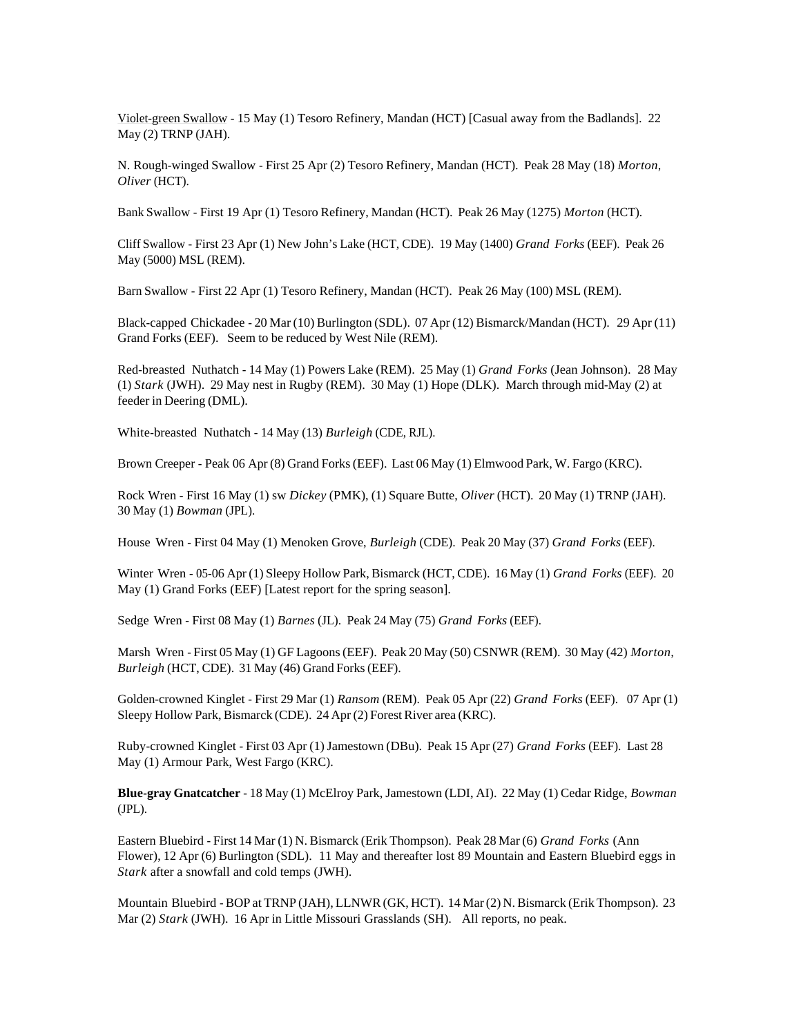Violet-green Swallow - 15 May (1) Tesoro Refinery, Mandan (HCT) [Casual away from the Badlands]. 22 May (2) TRNP (JAH).

N. Rough-winged Swallow - First 25 Apr (2) Tesoro Refinery, Mandan (HCT). Peak 28 May (18) *Morton*, *Oliver* (HCT).

Bank Swallow - First 19 Apr (1) Tesoro Refinery, Mandan (HCT). Peak 26 May (1275) *Morton* (HCT).

Cliff Swallow - First 23 Apr (1) New John's Lake (HCT, CDE). 19 May (1400) *Grand Forks* (EEF). Peak 26 May (5000) MSL (REM).

Barn Swallow - First 22 Apr (1) Tesoro Refinery, Mandan (HCT). Peak 26 May (100) MSL (REM).

Black-capped Chickadee - 20 Mar (10) Burlington (SDL). 07 Apr (12) Bismarck/Mandan (HCT). 29 Apr (11) Grand Forks (EEF). Seem to be reduced by West Nile (REM).

Red-breasted Nuthatch - 14 May (1) Powers Lake (REM). 25 May (1) *Grand Forks* (Jean Johnson). 28 May (1) *Stark* (JWH). 29 May nest in Rugby (REM). 30 May (1) Hope (DLK). March through mid-May (2) at feeder in Deering (DML).

White-breasted Nuthatch - 14 May (13) *Burleigh* (CDE, RJL).

Brown Creeper - Peak 06 Apr (8) Grand Forks (EEF). Last 06 May (1) Elmwood Park, W. Fargo (KRC).

Rock Wren - First 16 May (1) sw *Dickey* (PMK), (1) Square Butte, *Oliver* (HCT). 20 May (1) TRNP (JAH). 30 May (1) *Bowman* (JPL).

House Wren - First 04 May (1) Menoken Grove, *Burleigh* (CDE). Peak 20 May (37) *Grand Forks* (EEF).

Winter Wren - 05-06 Apr (1) Sleepy Hollow Park, Bismarck (HCT, CDE). 16 May (1) *Grand Forks* (EEF). 20 May (1) Grand Forks (EEF) [Latest report for the spring season].

Sedge Wren - First 08 May (1) *Barnes* (JL). Peak 24 May (75) *Grand Forks* (EEF).

Marsh Wren - First 05 May (1) GF Lagoons (EEF). Peak 20 May (50) CSNWR (REM). 30 May (42) *Morton*, *Burleigh* (HCT, CDE). 31 May (46) Grand Forks (EEF).

Golden-crowned Kinglet - First 29 Mar (1) *Ransom* (REM). Peak 05 Apr (22) *Grand Forks* (EEF). 07 Apr (1) Sleepy Hollow Park, Bismarck (CDE). 24 Apr (2) Forest River area (KRC).

Ruby-crowned Kinglet - First 03 Apr (1) Jamestown (DBu). Peak 15 Apr (27) *Grand Forks* (EEF). Last 28 May (1) Armour Park, West Fargo (KRC).

**Blue-gray Gnatcatcher** - 18 May (1) McElroy Park, Jamestown (LDI, AI). 22 May (1) Cedar Ridge, *Bowman* (JPL).

Eastern Bluebird - First 14 Mar (1) N. Bismarck (Erik Thompson). Peak 28 Mar (6) *Grand Forks* (Ann Flower), 12 Apr (6) Burlington (SDL). 11 May and thereafter lost 89 Mountain and Eastern Bluebird eggs in *Stark* after a snowfall and cold temps (JWH).

Mountain Bluebird - BOP at TRNP (JAH), LLNWR (GK, HCT). 14 Mar (2) N. Bismarck (Erik Thompson). 23 Mar (2) *Stark* (JWH). 16 Apr in Little Missouri Grasslands (SH). All reports, no peak.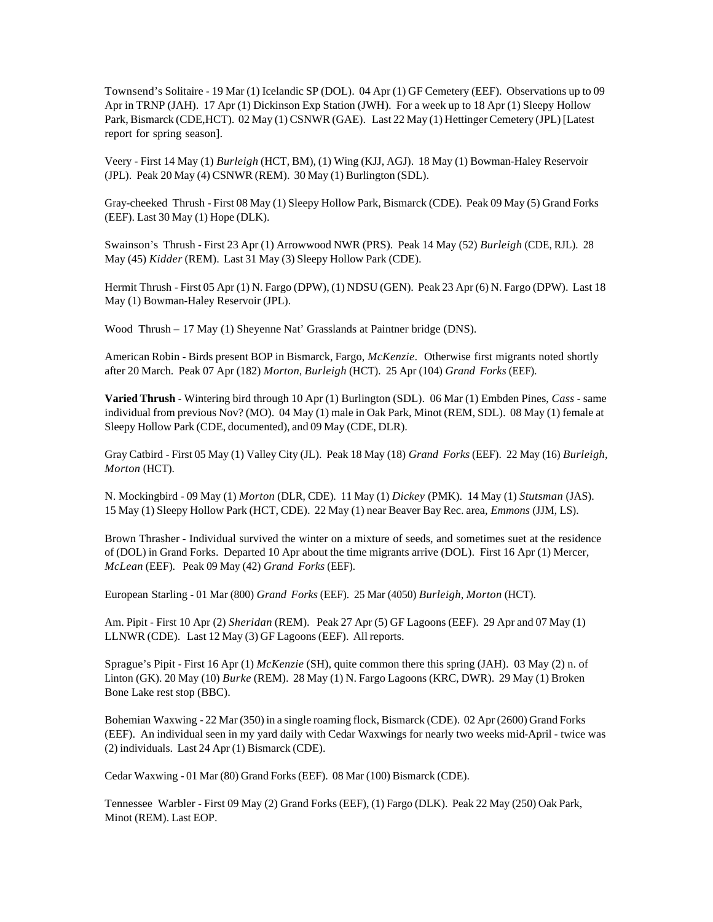Townsend's Solitaire - 19 Mar (1) Icelandic SP (DOL). 04 Apr (1) GF Cemetery (EEF). Observations up to 09 Apr in TRNP (JAH). 17 Apr (1) Dickinson Exp Station (JWH). For a week up to 18 Apr (1) Sleepy Hollow Park, Bismarck (CDE,HCT). 02 May (1) CSNWR (GAE). Last 22 May (1) Hettinger Cemetery (JPL) [Latest report for spring season].

Veery - First 14 May (1) *Burleigh* (HCT, BM), (1) Wing (KJJ, AGJ). 18 May (1) Bowman-Haley Reservoir (JPL). Peak 20 May (4) CSNWR (REM). 30 May (1) Burlington (SDL).

Gray-cheeked Thrush - First 08 May (1) Sleepy Hollow Park, Bismarck (CDE). Peak 09 May (5) Grand Forks (EEF). Last 30 May (1) Hope (DLK).

Swainson's Thrush - First 23 Apr (1) Arrowwood NWR (PRS). Peak 14 May (52) *Burleigh* (CDE, RJL). 28 May (45) *Kidder* (REM). Last 31 May (3) Sleepy Hollow Park (CDE).

Hermit Thrush - First 05 Apr (1) N. Fargo (DPW), (1) NDSU (GEN). Peak 23 Apr (6) N. Fargo (DPW). Last 18 May (1) Bowman-Haley Reservoir (JPL).

Wood Thrush – 17 May (1) Sheyenne Nat' Grasslands at Paintner bridge (DNS).

American Robin - Birds present BOP in Bismarck, Fargo, *McKenzie*. Otherwise first migrants noted shortly after 20 March. Peak 07 Apr (182) *Morton*, *Burleigh* (HCT). 25 Apr (104) *Grand Forks* (EEF).

**Varied Thrush** - Wintering bird through 10 Apr (1) Burlington (SDL). 06 Mar (1) Embden Pines, *Cass* - same individual from previous Nov? (MO). 04 May (1) male in Oak Park, Minot (REM, SDL). 08 May (1) female at Sleepy Hollow Park (CDE, documented), and 09 May (CDE, DLR).

Gray Catbird - First 05 May (1) Valley City (JL). Peak 18 May (18) *Grand Forks* (EEF). 22 May (16) *Burleigh*, *Morton* (HCT).

N. Mockingbird - 09 May (1) *Morton* (DLR, CDE). 11 May (1) *Dickey* (PMK). 14 May (1) *Stutsman* (JAS). 15 May (1) Sleepy Hollow Park (HCT, CDE). 22 May (1) near Beaver Bay Rec. area, *Emmons* (JJM, LS).

Brown Thrasher - Individual survived the winter on a mixture of seeds, and sometimes suet at the residence of (DOL) in Grand Forks. Departed 10 Apr about the time migrants arrive (DOL). First 16 Apr (1) Mercer, *McLean* (EEF). Peak 09 May (42) *Grand Forks* (EEF).

European Starling - 01 Mar (800) *Grand Forks* (EEF). 25 Mar (4050) *Burleigh*, *Morton* (HCT).

Am. Pipit - First 10 Apr (2) *Sheridan* (REM). Peak 27 Apr (5) GF Lagoons (EEF). 29 Apr and 07 May (1) LLNWR (CDE). Last 12 May (3) GF Lagoons (EEF). All reports.

Sprague's Pipit - First 16 Apr (1) *McKenzie* (SH), quite common there this spring (JAH). 03 May (2) n. of Linton (GK). 20 May (10) *Burke* (REM). 28 May (1) N. Fargo Lagoons (KRC, DWR). 29 May (1) Broken Bone Lake rest stop (BBC).

Bohemian Waxwing - 22 Mar (350) in a single roaming flock, Bismarck (CDE). 02 Apr (2600) Grand Forks (EEF). An individual seen in my yard daily with Cedar Waxwings for nearly two weeks mid-April - twice was (2) individuals. Last 24 Apr (1) Bismarck (CDE).

Cedar Waxwing - 01 Mar (80) Grand Forks (EEF). 08 Mar (100) Bismarck (CDE).

Tennessee Warbler - First 09 May (2) Grand Forks (EEF), (1) Fargo (DLK). Peak 22 May (250) Oak Park, Minot (REM). Last EOP.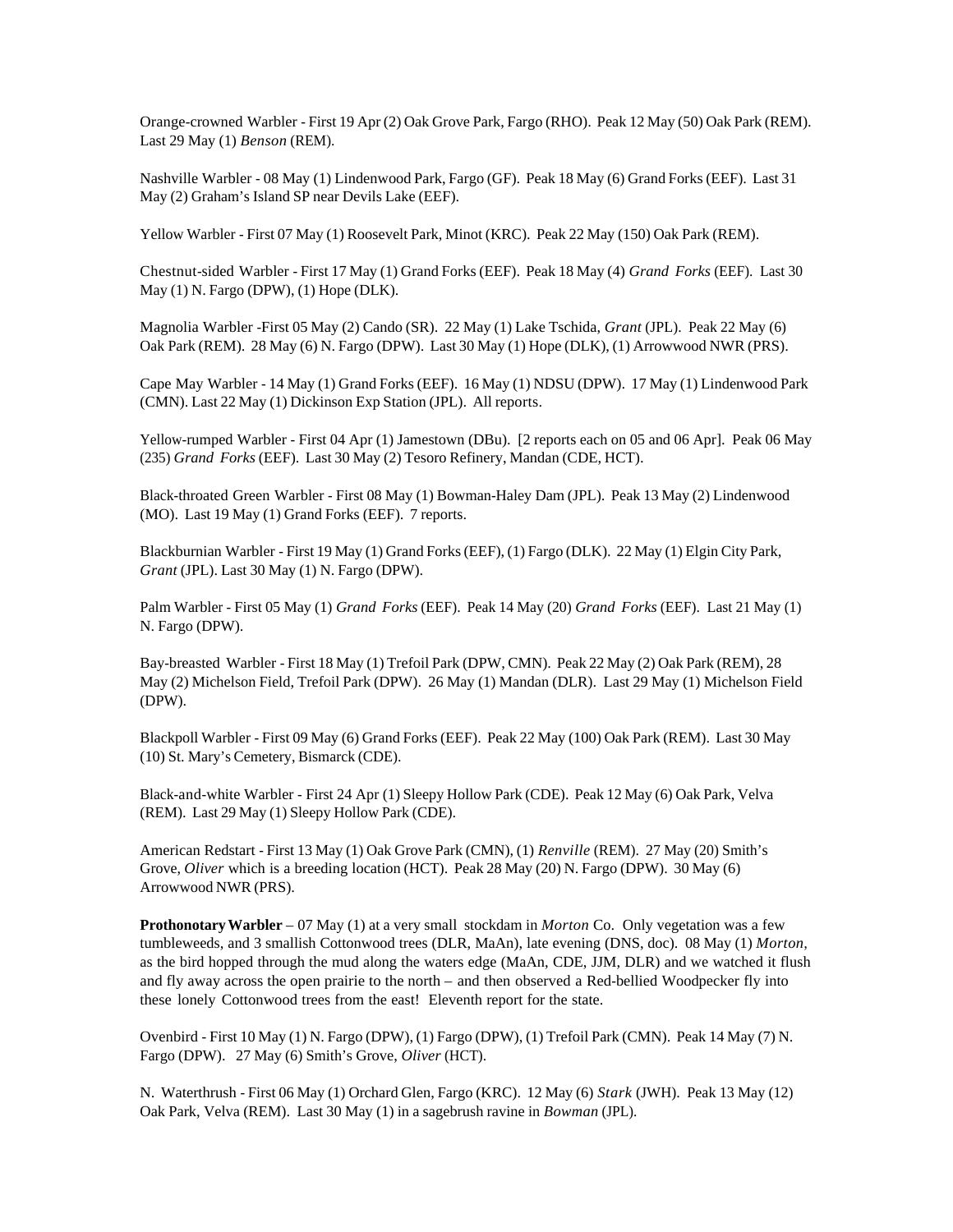Orange-crowned Warbler - First 19 Apr (2) Oak Grove Park, Fargo (RHO). Peak 12 May (50) Oak Park (REM). Last 29 May (1) *Benson* (REM).

Nashville Warbler - 08 May (1) Lindenwood Park, Fargo (GF). Peak 18 May (6) Grand Forks (EEF). Last 31 May (2) Graham's Island SP near Devils Lake (EEF).

Yellow Warbler - First 07 May (1) Roosevelt Park, Minot (KRC). Peak 22 May (150) Oak Park (REM).

Chestnut-sided Warbler - First 17 May (1) Grand Forks (EEF). Peak 18 May (4) *Grand Forks* (EEF). Last 30 May (1) N. Fargo (DPW), (1) Hope (DLK).

Magnolia Warbler -First 05 May (2) Cando (SR). 22 May (1) Lake Tschida, *Grant* (JPL). Peak 22 May (6) Oak Park (REM). 28 May (6) N. Fargo (DPW). Last 30 May (1) Hope (DLK), (1) Arrowwood NWR (PRS).

Cape May Warbler - 14 May (1) Grand Forks (EEF). 16 May (1) NDSU (DPW). 17 May (1) Lindenwood Park (CMN). Last 22 May (1) Dickinson Exp Station (JPL). All reports.

Yellow-rumped Warbler - First 04 Apr (1) Jamestown (DBu). [2 reports each on 05 and 06 Apr]. Peak 06 May (235) *Grand Forks* (EEF). Last 30 May (2) Tesoro Refinery, Mandan (CDE, HCT).

Black-throated Green Warbler - First 08 May (1) Bowman-Haley Dam (JPL). Peak 13 May (2) Lindenwood (MO). Last 19 May (1) Grand Forks (EEF). 7 reports.

Blackburnian Warbler - First 19 May (1) Grand Forks (EEF), (1) Fargo (DLK). 22 May (1) Elgin City Park, *Grant* (JPL). Last 30 May (1) N. Fargo (DPW).

Palm Warbler - First 05 May (1) *Grand Forks* (EEF). Peak 14 May (20) *Grand Forks* (EEF). Last 21 May (1) N. Fargo (DPW).

Bay-breasted Warbler - First 18 May (1) Trefoil Park (DPW, CMN). Peak 22 May (2) Oak Park (REM), 28 May (2) Michelson Field, Trefoil Park (DPW). 26 May (1) Mandan (DLR). Last 29 May (1) Michelson Field (DPW).

Blackpoll Warbler - First 09 May (6) Grand Forks (EEF). Peak 22 May (100) Oak Park (REM). Last 30 May (10) St. Mary's Cemetery, Bismarck (CDE).

Black-and-white Warbler - First 24 Apr (1) Sleepy Hollow Park (CDE). Peak 12 May (6) Oak Park, Velva (REM). Last 29 May (1) Sleepy Hollow Park (CDE).

American Redstart - First 13 May (1) Oak Grove Park (CMN), (1) *Renville* (REM). 27 May (20) Smith's Grove, *Oliver* which is a breeding location (HCT). Peak 28 May (20) N. Fargo (DPW). 30 May (6) Arrowwood NWR (PRS).

**Prothonotary Warbler** – 07 May (1) at a very small stockdam in *Morton* Co. Only vegetation was a few tumbleweeds, and 3 smallish Cottonwood trees (DLR, MaAn), late evening (DNS, doc). 08 May (1) *Morton*, as the bird hopped through the mud along the waters edge (MaAn, CDE, JJM, DLR) and we watched it flush and fly away across the open prairie to the north – and then observed a Red-bellied Woodpecker fly into these lonely Cottonwood trees from the east! Eleventh report for the state.

Ovenbird - First 10 May (1) N. Fargo (DPW), (1) Fargo (DPW), (1) Trefoil Park (CMN). Peak 14 May (7) N. Fargo (DPW). 27 May (6) Smith's Grove, *Oliver* (HCT).

N. Waterthrush - First 06 May (1) Orchard Glen, Fargo (KRC). 12 May (6) *Stark* (JWH). Peak 13 May (12) Oak Park, Velva (REM). Last 30 May (1) in a sagebrush ravine in *Bowman* (JPL).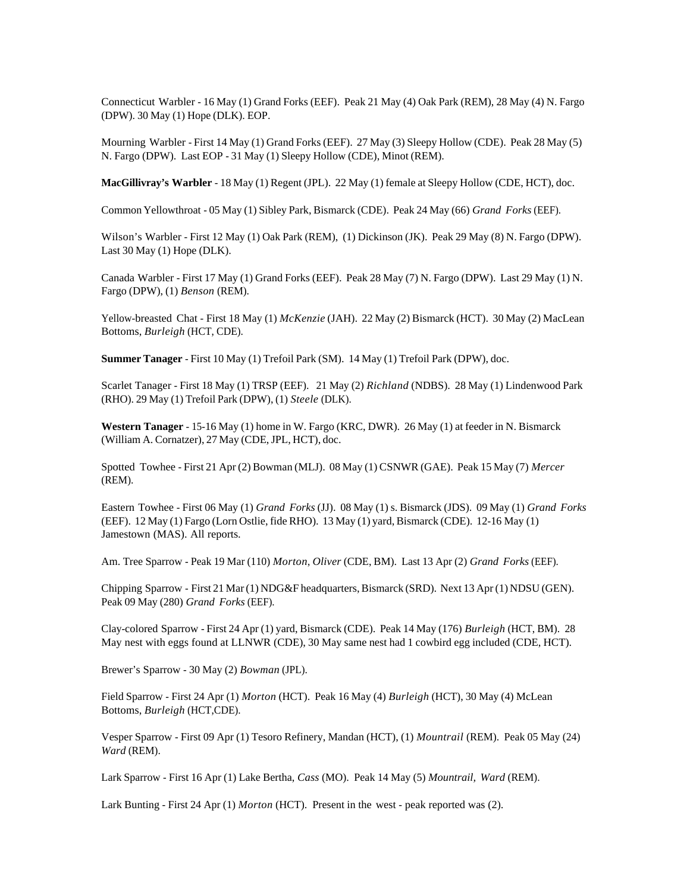Connecticut Warbler - 16 May (1) Grand Forks (EEF). Peak 21 May (4) Oak Park (REM), 28 May (4) N. Fargo (DPW). 30 May (1) Hope (DLK). EOP.

Mourning Warbler - First 14 May (1) Grand Forks (EEF). 27 May (3) Sleepy Hollow (CDE). Peak 28 May (5) N. Fargo (DPW). Last EOP - 31 May (1) Sleepy Hollow (CDE), Minot (REM).

**MacGillivray's Warbler** - 18 May (1) Regent (JPL). 22 May (1) female at Sleepy Hollow (CDE, HCT), doc.

Common Yellowthroat - 05 May (1) Sibley Park, Bismarck (CDE). Peak 24 May (66) *Grand Forks* (EEF).

Wilson's Warbler - First 12 May (1) Oak Park (REM), (1) Dickinson (JK). Peak 29 May (8) N. Fargo (DPW). Last 30 May (1) Hope (DLK).

Canada Warbler - First 17 May (1) Grand Forks (EEF). Peak 28 May (7) N. Fargo (DPW). Last 29 May (1) N. Fargo (DPW), (1) *Benson* (REM).

Yellow-breasted Chat - First 18 May (1) *McKenzie* (JAH). 22 May (2) Bismarck (HCT). 30 May (2) MacLean Bottoms, *Burleigh* (HCT, CDE).

**Summer Tanager** - First 10 May (1) Trefoil Park (SM). 14 May (1) Trefoil Park (DPW), doc.

Scarlet Tanager - First 18 May (1) TRSP (EEF). 21 May (2) *Richland* (NDBS). 28 May (1) Lindenwood Park (RHO). 29 May (1) Trefoil Park (DPW), (1) *Steele* (DLK).

**Western Tanager** - 15-16 May (1) home in W. Fargo (KRC, DWR). 26 May (1) at feeder in N. Bismarck (William A. Cornatzer), 27 May (CDE, JPL, HCT), doc.

Spotted Towhee - First 21 Apr (2) Bowman (MLJ). 08 May (1) CSNWR (GAE). Peak 15 May (7) *Mercer* (REM).

Eastern Towhee - First 06 May (1) *Grand Forks* (JJ). 08 May (1) s. Bismarck (JDS). 09 May (1) *Grand Forks* (EEF). 12 May (1) Fargo (Lorn Ostlie, fide RHO). 13 May (1) yard, Bismarck (CDE). 12-16 May (1) Jamestown (MAS). All reports.

Am. Tree Sparrow - Peak 19 Mar (110) *Morton*, *Oliver* (CDE, BM). Last 13 Apr (2) *Grand Forks* (EEF).

Chipping Sparrow - First 21 Mar (1) NDG&F headquarters, Bismarck (SRD). Next 13 Apr (1) NDSU (GEN). Peak 09 May (280) *Grand Forks* (EEF).

Clay-colored Sparrow - First 24 Apr (1) yard, Bismarck (CDE). Peak 14 May (176) *Burleigh* (HCT, BM). 28 May nest with eggs found at LLNWR (CDE), 30 May same nest had 1 cowbird egg included (CDE, HCT).

Brewer's Sparrow - 30 May (2) *Bowman* (JPL).

Field Sparrow - First 24 Apr (1) *Morton* (HCT). Peak 16 May (4) *Burleigh* (HCT), 30 May (4) McLean Bottoms, *Burleigh* (HCT,CDE).

Vesper Sparrow - First 09 Apr (1) Tesoro Refinery, Mandan (HCT), (1) *Mountrail* (REM). Peak 05 May (24) *Ward* (REM).

Lark Sparrow - First 16 Apr (1) Lake Bertha, *Cass* (MO). Peak 14 May (5) *Mountrail, Ward* (REM).

Lark Bunting - First 24 Apr (1) *Morton* (HCT). Present in the west - peak reported was (2).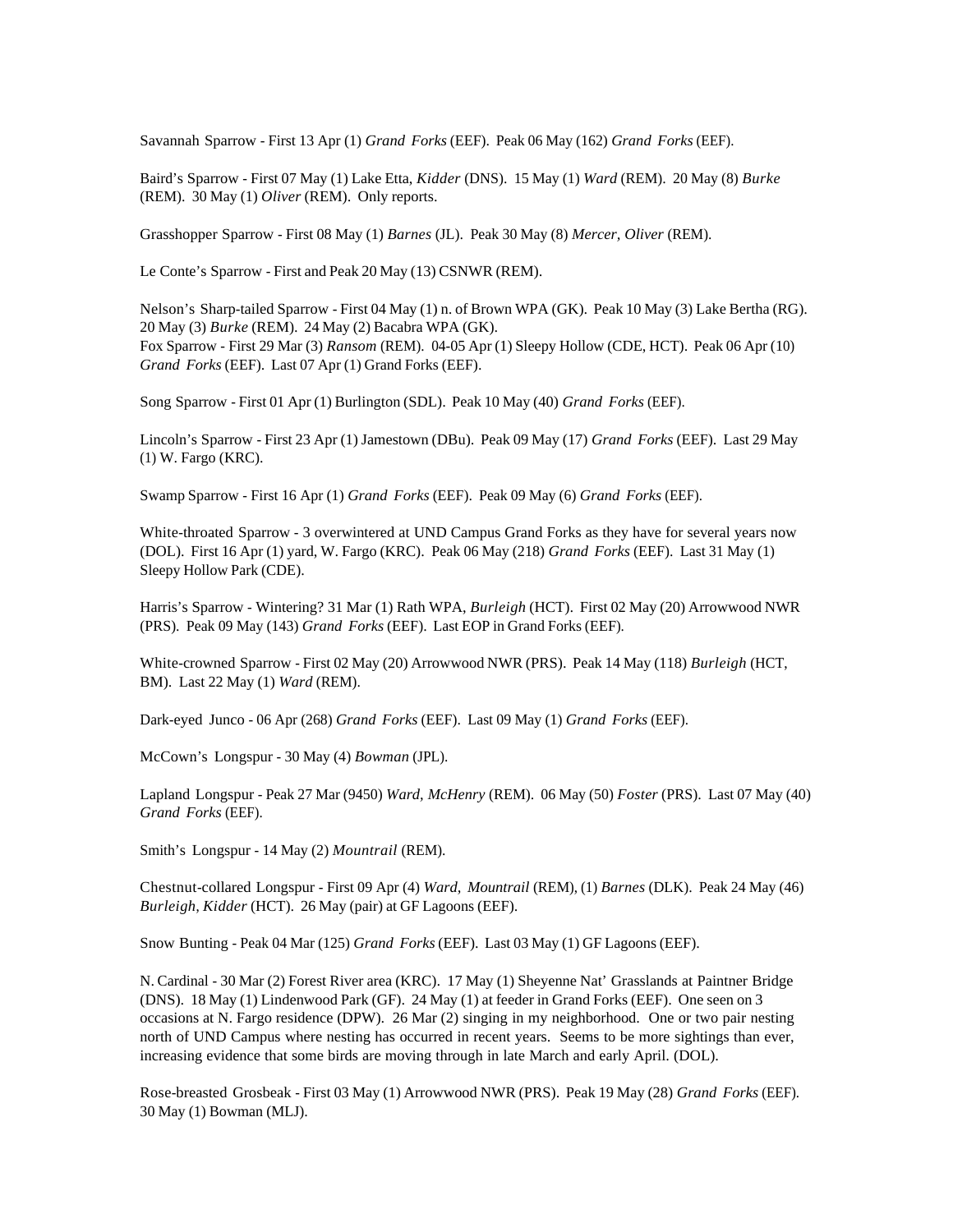Savannah Sparrow - First 13 Apr (1) *Grand Forks* (EEF). Peak 06 May (162) *Grand Forks* (EEF).

Baird's Sparrow - First 07 May (1) Lake Etta, *Kidder* (DNS). 15 May (1) *Ward* (REM). 20 May (8) *Burke* (REM). 30 May (1) *Oliver* (REM). Only reports.

Grasshopper Sparrow - First 08 May (1) *Barnes* (JL). Peak 30 May (8) *Mercer, Oliver* (REM).

Le Conte's Sparrow - First and Peak 20 May (13) CSNWR (REM).

Nelson's Sharp-tailed Sparrow - First 04 May (1) n. of Brown WPA (GK). Peak 10 May (3) Lake Bertha (RG). 20 May (3) *Burke* (REM). 24 May (2) Bacabra WPA (GK).
Fox Sparrow - First 29 Mar (3) *Ransom* (REM). 04-05 Apr (1) Sleepy Hollow (CDE, HCT). Peak 06 Apr (10) *Grand Forks* (EEF). Last 07 Apr (1) Grand Forks (EEF).

Song Sparrow - First 01 Apr (1) Burlington (SDL). Peak 10 May (40) *Grand Forks* (EEF).

Lincoln's Sparrow - First 23 Apr (1) Jamestown (DBu). Peak 09 May (17) *Grand Forks* (EEF). Last 29 May (1) W. Fargo (KRC).

Swamp Sparrow - First 16 Apr (1) *Grand Forks* (EEF). Peak 09 May (6) *Grand Forks* (EEF).

White-throated Sparrow - 3 overwintered at UND Campus Grand Forks as they have for several years now (DOL). First 16 Apr (1) yard, W. Fargo (KRC). Peak 06 May (218) *Grand Forks* (EEF). Last 31 May (1) Sleepy Hollow Park (CDE).

Harris's Sparrow - Wintering? 31 Mar (1) Rath WPA, *Burleigh* (HCT). First 02 May (20) Arrowwood NWR (PRS). Peak 09 May (143) *Grand Forks* (EEF). Last EOP in Grand Forks (EEF).

White-crowned Sparrow - First 02 May (20) Arrowwood NWR (PRS). Peak 14 May (118) *Burleigh* (HCT, BM). Last 22 May (1) *Ward* (REM).

Dark-eyed Junco - 06 Apr (268) *Grand Forks* (EEF). Last 09 May (1) *Grand Forks* (EEF).

McCown's Longspur - 30 May (4) *Bowman* (JPL).

Lapland Longspur - Peak 27 Mar (9450) *Ward, McHenry* (REM). 06 May (50) *Foster* (PRS). Last 07 May (40) *Grand Forks* (EEF).

Smith's Longspur - 14 May (2) *Mountrail* (REM).

Chestnut-collared Longspur - First 09 Apr (4) *Ward, Mountrail* (REM), (1) *Barnes* (DLK). Peak 24 May (46) *Burleigh, Kidder* (HCT). 26 May (pair) at GF Lagoons (EEF).

Snow Bunting - Peak 04 Mar (125) *Grand Forks* (EEF). Last 03 May (1) GF Lagoons (EEF).

N. Cardinal - 30 Mar (2) Forest River area (KRC). 17 May (1) Sheyenne Nat' Grasslands at Paintner Bridge (DNS). 18 May (1) Lindenwood Park (GF). 24 May (1) at feeder in Grand Forks (EEF). One seen on 3 occasions at N. Fargo residence (DPW). 26 Mar (2) singing in my neighborhood. One or two pair nesting north of UND Campus where nesting has occurred in recent years. Seems to be more sightings than ever, increasing evidence that some birds are moving through in late March and early April. (DOL).

Rose-breasted Grosbeak - First 03 May (1) Arrowwood NWR (PRS). Peak 19 May (28) *Grand Forks* (EEF). 30 May (1) Bowman (MLJ).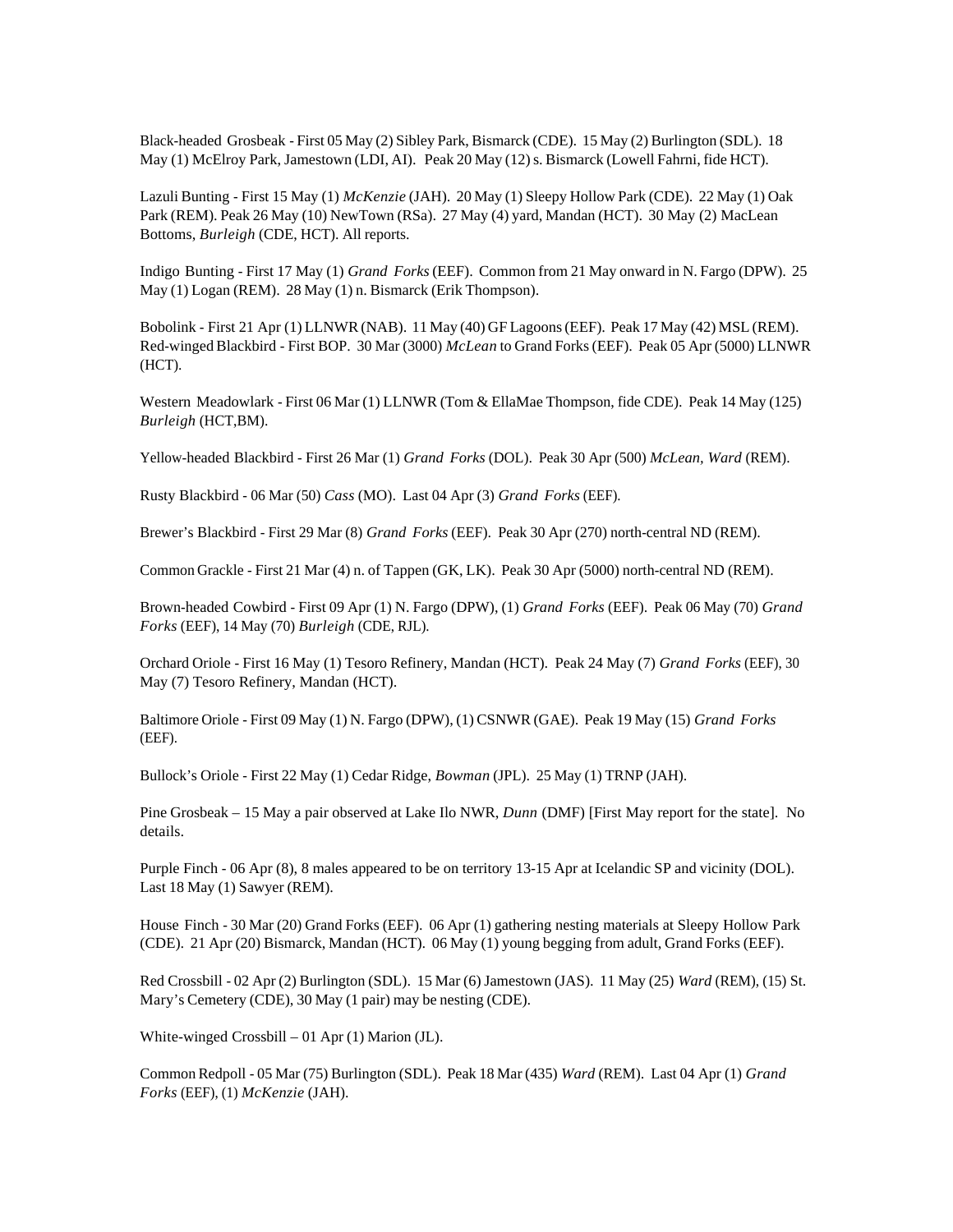Black-headed Grosbeak - First 05 May (2) Sibley Park, Bismarck (CDE). 15 May (2) Burlington (SDL). 18 May (1) McElroy Park, Jamestown (LDI, AI). Peak 20 May (12) s. Bismarck (Lowell Fahrni, fide HCT).

Lazuli Bunting - First 15 May (1) *McKenzie* (JAH). 20 May (1) Sleepy Hollow Park (CDE). 22 May (1) Oak Park (REM). Peak 26 May (10) NewTown (RSa). 27 May (4) yard, Mandan (HCT). 30 May (2) MacLean Bottoms, *Burleigh* (CDE, HCT). All reports.

Indigo Bunting - First 17 May (1) *Grand Forks* (EEF). Common from 21 May onward in N. Fargo (DPW). 25 May (1) Logan (REM). 28 May (1) n. Bismarck (Erik Thompson).

Bobolink - First 21 Apr (1) LLNWR (NAB). 11 May (40) GF Lagoons (EEF). Peak 17 May (42) MSL (REM).
Red-winged Blackbird - First BOP. 30 Mar (3000) *McLean* to Grand Forks (EEF). Peak 05 Apr (5000) LLNWR (HCT).

Western Meadowlark - First 06 Mar (1) LLNWR (Tom & EllaMae Thompson, fide CDE). Peak 14 May (125) *Burleigh* (HCT,BM).

Yellow-headed Blackbird - First 26 Mar (1) *Grand Forks* (DOL). Peak 30 Apr (500) *McLean, Ward* (REM).

Rusty Blackbird - 06 Mar (50) *Cass* (MO). Last 04 Apr (3) *Grand Forks* (EEF).

Brewer's Blackbird - First 29 Mar (8) *Grand Forks* (EEF). Peak 30 Apr (270) north-central ND (REM).

Common Grackle - First 21 Mar (4) n. of Tappen (GK, LK). Peak 30 Apr (5000) north-central ND (REM).

Brown-headed Cowbird - First 09 Apr (1) N. Fargo (DPW), (1) *Grand Forks* (EEF). Peak 06 May (70) *Grand Forks* (EEF), 14 May (70) *Burleigh* (CDE, RJL).

Orchard Oriole - First 16 May (1) Tesoro Refinery, Mandan (HCT). Peak 24 May (7) *Grand Forks* (EEF), 30 May (7) Tesoro Refinery, Mandan (HCT).

Baltimore Oriole - First 09 May (1) N. Fargo (DPW), (1) CSNWR (GAE). Peak 19 May (15) *Grand Forks* (EEF).

Bullock's Oriole - First 22 May (1) Cedar Ridge, *Bowman* (JPL). 25 May (1) TRNP (JAH).

Pine Grosbeak – 15 May a pair observed at Lake Ilo NWR, *Dunn* (DMF) [First May report for the state]. No details.

Purple Finch - 06 Apr (8), 8 males appeared to be on territory 13-15 Apr at Icelandic SP and vicinity (DOL). Last 18 May (1) Sawyer (REM).

House Finch - 30 Mar (20) Grand Forks (EEF). 06 Apr (1) gathering nesting materials at Sleepy Hollow Park (CDE). 21 Apr (20) Bismarck, Mandan (HCT). 06 May (1) young begging from adult, Grand Forks (EEF).

Red Crossbill - 02 Apr (2) Burlington (SDL). 15 Mar (6) Jamestown (JAS). 11 May (25) *Ward* (REM), (15) St. Mary's Cemetery (CDE), 30 May (1 pair) may be nesting (CDE).

White-winged Crossbill – 01 Apr (1) Marion (JL).

Common Redpoll - 05 Mar (75) Burlington (SDL). Peak 18 Mar (435) *Ward* (REM). Last 04 Apr (1) *Grand Forks* (EEF), (1) *McKenzie* (JAH).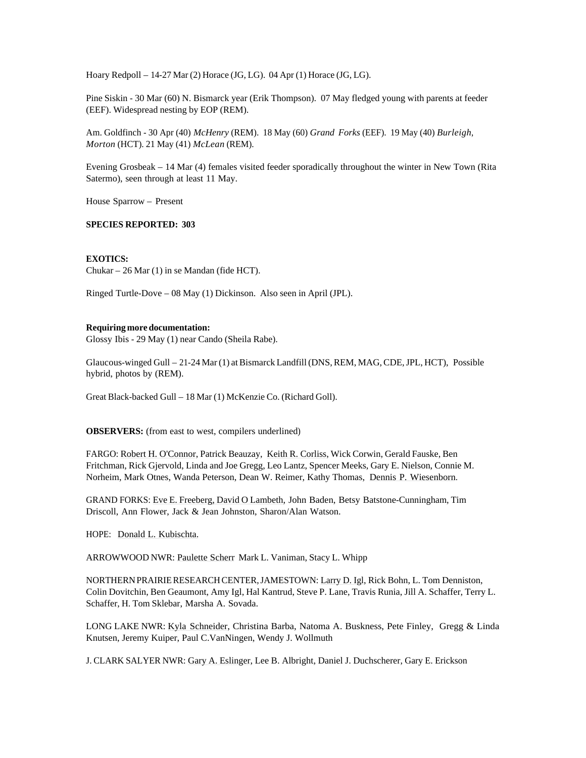Hoary Redpoll – 14-27 Mar (2) Horace (JG, LG). 04 Apr (1) Horace (JG, LG).

Pine Siskin - 30 Mar (60) N. Bismarck year (Erik Thompson). 07 May fledged young with parents at feeder (EEF). Widespread nesting by EOP (REM).

Am. Goldfinch - 30 Apr (40) *McHenry* (REM). 18 May (60) *Grand Forks* (EEF). 19 May (40) *Burleigh*, *Morton* (HCT). 21 May (41) *McLean* (REM).

Evening Grosbeak – 14 Mar (4) females visited feeder sporadically throughout the winter in New Town (Rita Satermo), seen through at least 11 May.

House Sparrow – Present

**SPECIES REPORTED: 303**

**EXOTICS:**
Chukar – 26 Mar (1) in se Mandan (fide HCT).

Ringed Turtle-Dove – 08 May (1) Dickinson. Also seen in April (JPL).

**Requiring more documentation:**
Glossy Ibis - 29 May (1) near Cando (Sheila Rabe).

Glaucous-winged Gull – 21-24 Mar (1) at Bismarck Landfill (DNS, REM, MAG, CDE, JPL, HCT), Possible hybrid, photos by (REM).

Great Black-backed Gull – 18 Mar (1) McKenzie Co. (Richard Goll).

**OBSERVERS:** (from east to west, compilers underlined)

FARGO: <u>Robert H. O'Connor</u>, Patrick Beauzay, <u>Keith R. Corliss</u>, Wick Corwin, Gerald Fauske, Ben Fritchman, Rick Gjervold, Linda and Joe Gregg, Leo Lantz, Spencer Meeks, Gary E. Nielson, Connie M. Norheim, Mark Otnes, Wanda Peterson, Dean W. Reimer, Kathy Thomas, <u>Dennis P. Wiesenborn</u>.

GRAND FORKS: <u>Eve E. Freeberg, David O Lambeth</u>, John Baden, Betsy Batstone-Cunningham, Tim Driscoll, Ann Flower, Jack & Jean Johnston, Sharon/Alan Watson.

HOPE: <u>Donald L. Kubischta</u>.

ARROWWOOD NWR: <u>Paulette Scherr</u> Mark L. Vaniman, Stacy L. Whipp

NORTHERN PRAIRIE RESEARCH CENTER, JAMESTOWN: <u>Larry D. Igl</u>, Rick Bohn, L. Tom Denniston, Colin Dovitchin, Ben Geaumont, Amy Igl, Hal Kantrud, Steve P. Lane, Travis Runia, Jill A. Schaffer, Terry L. Schaffer, H. Tom Sklebar, Marsha A. Sovada.

LONG LAKE NWR: <u>Kyla Schneider</u>, Christina Barba, Natoma A. Buskness, Pete Finley, Gregg & Linda Knutsen, Jeremy Kuiper, Paul C.VanNingen, Wendy J. Wollmuth

J. CLARK SALYER NWR: <u>Gary A. Eslinger</u>, Lee B. Albright, Daniel J. Duchscherer, Gary E. Erickson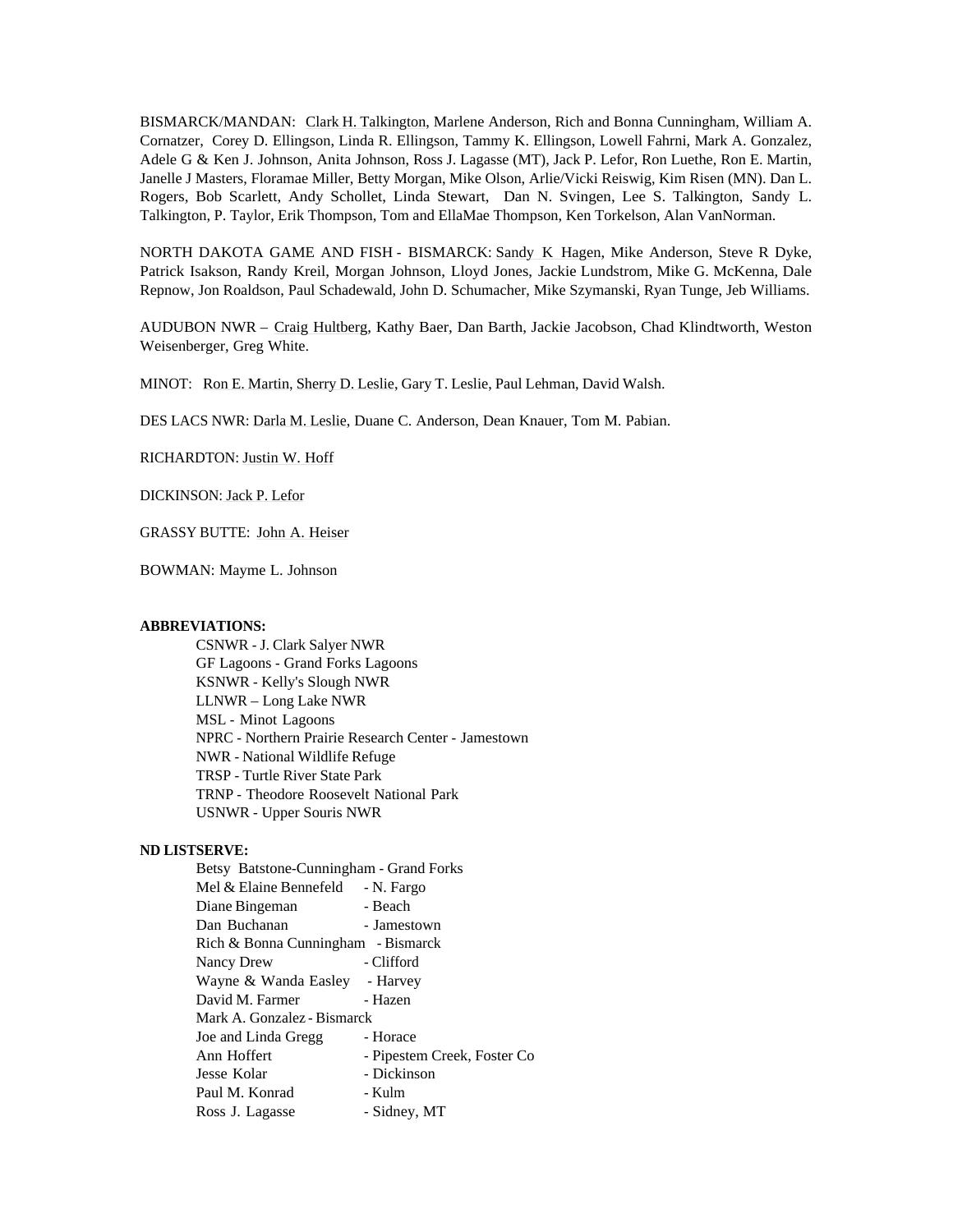BISMARCK/MANDAN: Clark H. Talkington, Marlene Anderson, Rich and Bonna Cunningham, William A. Cornatzer, Corey D. Ellingson, Linda R. Ellingson, Tammy K. Ellingson, Lowell Fahrni, Mark A. Gonzalez, Adele G & Ken J. Johnson, Anita Johnson, Ross J. Lagasse (MT), Jack P. Lefor, Ron Luethe, Ron E. Martin, Janelle J Masters, Floramae Miller, Betty Morgan, Mike Olson, Arlie/Vicki Reiswig, Kim Risen (MN). Dan L. Rogers, Bob Scarlett, Andy Schollet, Linda Stewart, Dan N. Svingen, Lee S. Talkington, Sandy L. Talkington, P. Taylor, Erik Thompson, Tom and EllaMae Thompson, Ken Torkelson, Alan VanNorman.

NORTH DAKOTA GAME AND FISH - BISMARCK: Sandy K Hagen, Mike Anderson, Steve R Dyke, Patrick Isakson, Randy Kreil, Morgan Johnson, Lloyd Jones, Jackie Lundstrom, Mike G. McKenna, Dale Repnow, Jon Roaldson, Paul Schadewald, John D. Schumacher, Mike Szymanski, Ryan Tunge, Jeb Williams.

AUDUBON NWR – Craig Hultberg, Kathy Baer, Dan Barth, Jackie Jacobson, Chad Klindtworth, Weston Weisenberger, Greg White.

MINOT: Ron E. Martin, Sherry D. Leslie, Gary T. Leslie, Paul Lehman, David Walsh.

DES LACS NWR: Darla M. Leslie, Duane C. Anderson, Dean Knauer, Tom M. Pabian.

RICHARDTON: Justin W. Hoff

DICKINSON: Jack P. Lefor

GRASSY BUTTE: John A. Heiser

BOWMAN: Mayme L. Johnson

**ABBREVIATIONS:**

CSNWR - J. Clark Salyer NWR
GF Lagoons - Grand Forks Lagoons
KSNWR - Kelly's Slough NWR
LLNWR – Long Lake NWR
MSL - Minot Lagoons
NPRC - Northern Prairie Research Center - Jamestown
NWR - National Wildlife Refuge
TRSP - Turtle River State Park
TRNP - Theodore Roosevelt National Park
USNWR - Upper Souris NWR

**ND LISTSERVE:**

Betsy Batstone-Cunningham - Grand Forks
Mel & Elaine Bennefeld - N. Fargo
Diane Bingeman - Beach
Dan Buchanan - Jamestown
Rich & Bonna Cunningham - Bismarck
Nancy Drew - Clifford
Wayne & Wanda Easley - Harvey
David M. Farmer - Hazen
Mark A. Gonzalez - Bismarck
Joe and Linda Gregg - Horace
Ann Hoffert - Pipestem Creek, Foster Co
Jesse Kolar - Dickinson
Paul M. Konrad - Kulm
Ross J. Lagasse - Sidney, MT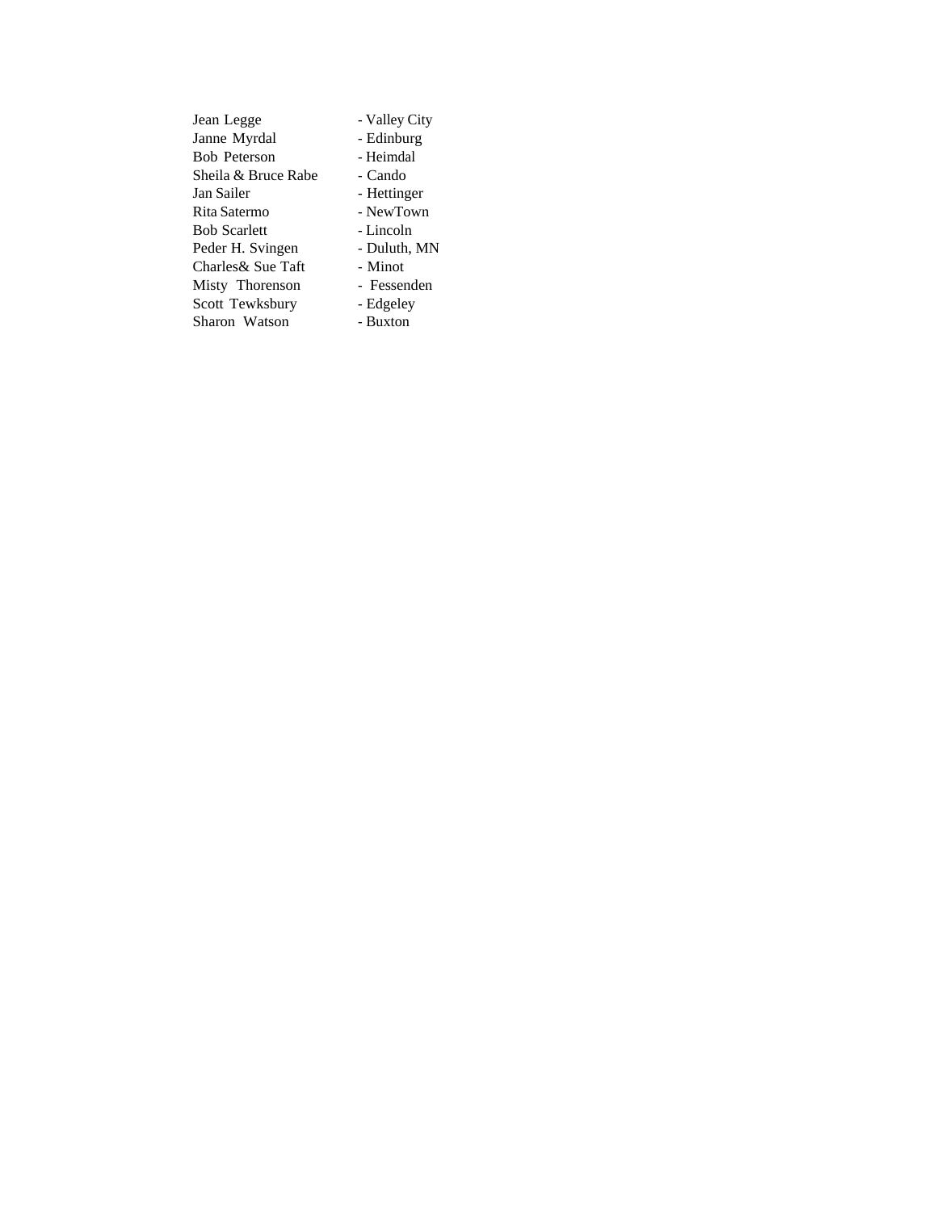| | |
|---|---|
| Jean Legge | - Valley City |
| Janne Myrdal | - Edinburg |
| Bob Peterson | - Heimdal |
| Sheila & Bruce Rabe | - Cando |
| Jan Sailer | - Hettinger |
| Rita Satermo | - NewTown |
| Bob Scarlett | - Lincoln |
| Peder H. Svingen | - Duluth, MN |
| Charles& Sue Taft | - Minot |
| Misty Thorenson | - Fessenden |
| Scott Tewksbury | - Edgeley |
| Sharon Watson | - Buxton |